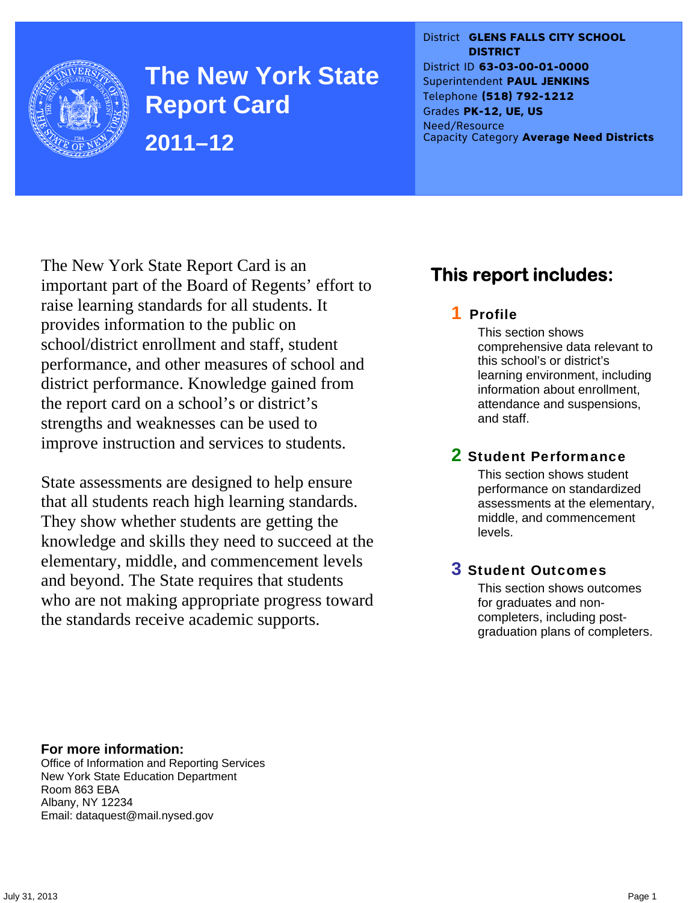# The New York State Report Card

## 2011–12

District **GLENS FALLS CITY SCHOOL DISTRICT**
District ID **63-03-00-01-0000**
Superintendent **PAUL JENKINS**
Telephone **(518) 792-1212**
Grades **PK-12, UE, US**
Need/Resource Capacity Category **Average Need Districts**

The New York State Report Card is an important part of the Board of Regents' effort to raise learning standards for all students. It provides information to the public on school/district enrollment and staff, student performance, and other measures of school and district performance. Knowledge gained from the report card on a school's or district's strengths and weaknesses can be used to improve instruction and services to students.

State assessments are designed to help ensure that all students reach high learning standards. They show whether students are getting the knowledge and skills they need to succeed at the elementary, middle, and commencement levels and beyond. The State requires that students who are not making appropriate progress toward the standards receive academic supports.

## This report includes:

**1 Profile**
This section shows comprehensive data relevant to this school's or district's learning environment, including information about enrollment, attendance and suspensions, and staff.

**2 Student Performance**
This section shows student performance on standardized assessments at the elementary, middle, and commencement levels.

**3 Student Outcomes**
This section shows outcomes for graduates and non-completers, including post-graduation plans of completers.

**For more information:**
Office of Information and Reporting Services
New York State Education Department
Room 863 EBA
Albany, NY 12234
Email: dataquest@mail.nysed.gov

July 31, 2013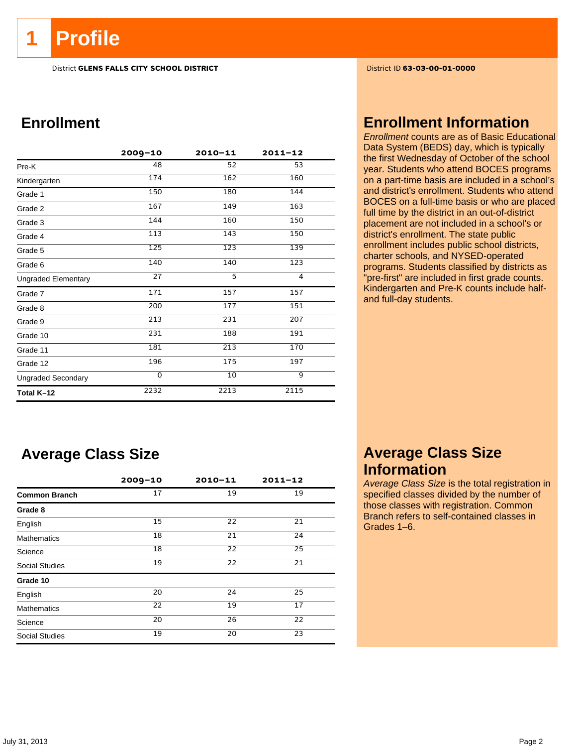# 1 Profile

District **GLENS FALLS CITY SCHOOL DISTRICT**

District ID **63-03-00-01-0000**

## Enrollment

| | 2009–10 | 2010–11 | 2011–12 |
|---|---|---|---|
| Pre-K | 48 | 52 | 53 |
| Kindergarten | 174 | 162 | 160 |
| Grade 1 | 150 | 180 | 144 |
| Grade 2 | 167 | 149 | 163 |
| Grade 3 | 144 | 160 | 150 |
| Grade 4 | 113 | 143 | 150 |
| Grade 5 | 125 | 123 | 139 |
| Grade 6 | 140 | 140 | 123 |
| Ungraded Elementary | 27 | 5 | 4 |
| Grade 7 | 171 | 157 | 157 |
| Grade 8 | 200 | 177 | 151 |
| Grade 9 | 213 | 231 | 207 |
| Grade 10 | 231 | 188 | 191 |
| Grade 11 | 181 | 213 | 170 |
| Grade 12 | 196 | 175 | 197 |
| Ungraded Secondary | 0 | 10 | 9 |
| **Total K–12** | 2232 | 2213 | 2115 |

## Enrollment Information

*Enrollment* counts are as of Basic Educational Data System (BEDS) day, which is typically the first Wednesday of October of the school year. Students who attend BOCES programs on a part-time basis are included in a school's and district's enrollment. Students who attend BOCES on a full-time basis or who are placed full time by the district in an out-of-district placement are not included in a school's or district's enrollment. The state public enrollment includes public school districts, charter schools, and NYSED-operated programs. Students classified by districts as "pre-first" are included in first grade counts. Kindergarten and Pre-K counts include half- and full-day students.

## Average Class Size

| | 2009–10 | 2010–11 | 2011–12 |
|---|---|---|---|
| **Common Branch** | 17 | 19 | 19 |
| **Grade 8** | | | |
| English | 15 | 22 | 21 |
| Mathematics | 18 | 21 | 24 |
| Science | 18 | 22 | 25 |
| Social Studies | 19 | 22 | 21 |
| **Grade 10** | | | |
| English | 20 | 24 | 25 |
| Mathematics | 22 | 19 | 17 |
| Science | 20 | 26 | 22 |
| Social Studies | 19 | 20 | 23 |

## Average Class Size Information

*Average Class Size* is the total registration in specified classes divided by the number of those classes with registration. Common Branch refers to self-contained classes in Grades 1–6.

July 31, 2013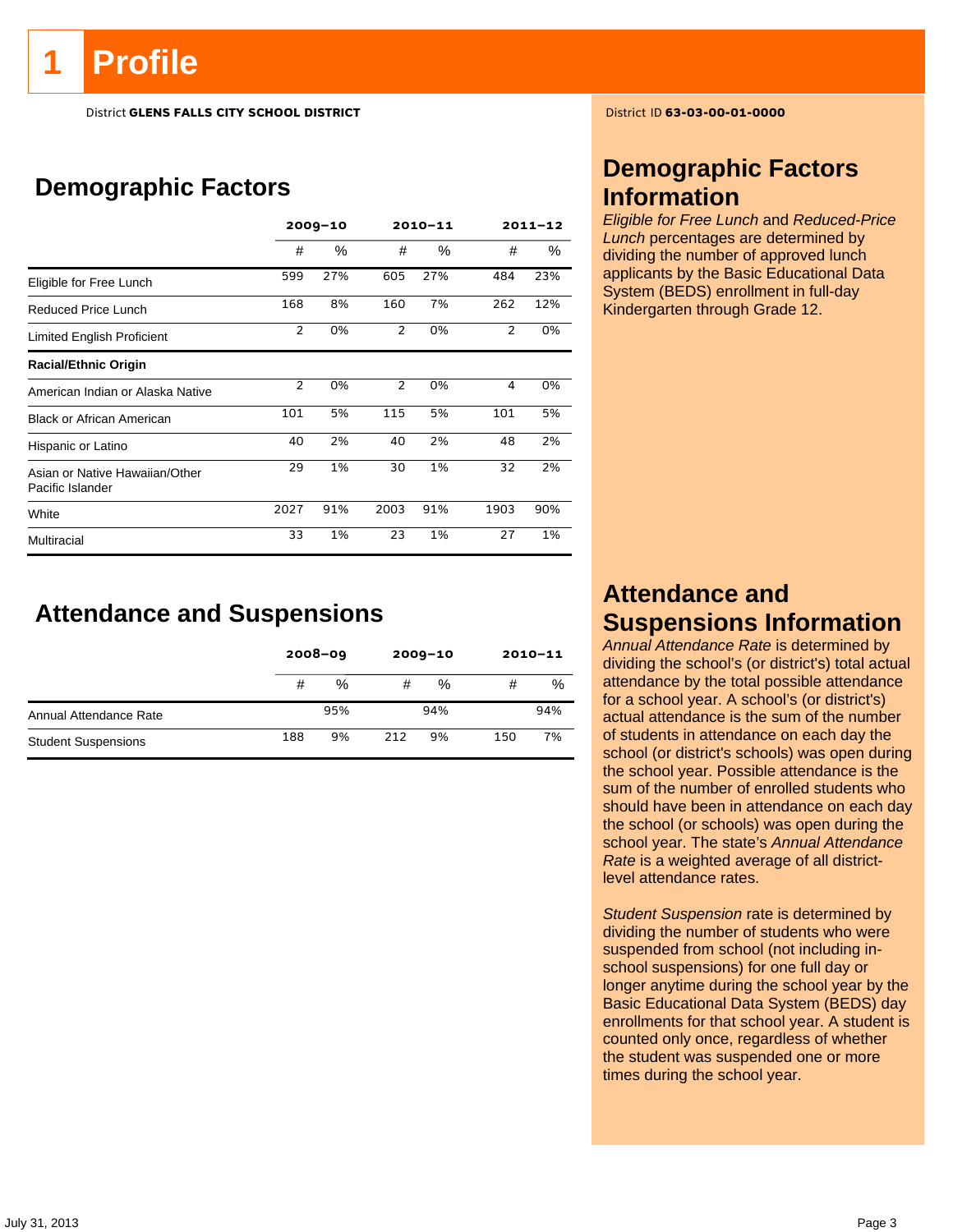# 1 Profile

District **GLENS FALLS CITY SCHOOL DISTRICT**

District ID **63-03-00-01-0000**

## Demographic Factors

| | 2009–10 | | 2010–11 | | 2011–12 | |
|---|---|---|---|---|---|---|
| | # | % | # | % | # | % |
| Eligible for Free Lunch | 599 | 27% | 605 | 27% | 484 | 23% |
| Reduced Price Lunch | 168 | 8% | 160 | 7% | 262 | 12% |
| Limited English Proficient | 2 | 0% | 2 | 0% | 2 | 0% |
| **Racial/Ethnic Origin** | | | | | | |
| American Indian or Alaska Native | 2 | 0% | 2 | 0% | 4 | 0% |
| Black or African American | 101 | 5% | 115 | 5% | 101 | 5% |
| Hispanic or Latino | 40 | 2% | 40 | 2% | 48 | 2% |
| Asian or Native Hawaiian/Other Pacific Islander | 29 | 1% | 30 | 1% | 32 | 2% |
| White | 2027 | 91% | 2003 | 91% | 1903 | 90% |
| Multiracial | 33 | 1% | 23 | 1% | 27 | 1% |

## Attendance and Suspensions

| | 2008–09 | | 2009–10 | | 2010–11 | |
|---|---|---|---|---|---|---|
| | # | % | # | % | # | % |
| Annual Attendance Rate | | 95% | | 94% | | 94% |
| Student Suspensions | 188 | 9% | 212 | 9% | 150 | 7% |

## Demographic Factors Information

*Eligible for Free Lunch* and *Reduced-Price Lunch* percentages are determined by dividing the number of approved lunch applicants by the Basic Educational Data System (BEDS) enrollment in full-day Kindergarten through Grade 12.

## Attendance and Suspensions Information

*Annual Attendance Rate* is determined by dividing the school's (or district's) total actual attendance by the total possible attendance for a school year. A school's (or district's) actual attendance is the sum of the number of students in attendance on each day the school (or district's schools) was open during the school year. Possible attendance is the sum of the number of enrolled students who should have been in attendance on each day the school (or schools) was open during the school year. The state's *Annual Attendance Rate* is a weighted average of all district-level attendance rates.

*Student Suspension* rate is determined by dividing the number of students who were suspended from school (not including in-school suspensions) for one full day or longer anytime during the school year by the Basic Educational Data System (BEDS) day enrollments for that school year. A student is counted only once, regardless of whether the student was suspended one or more times during the school year.

July 31, 2013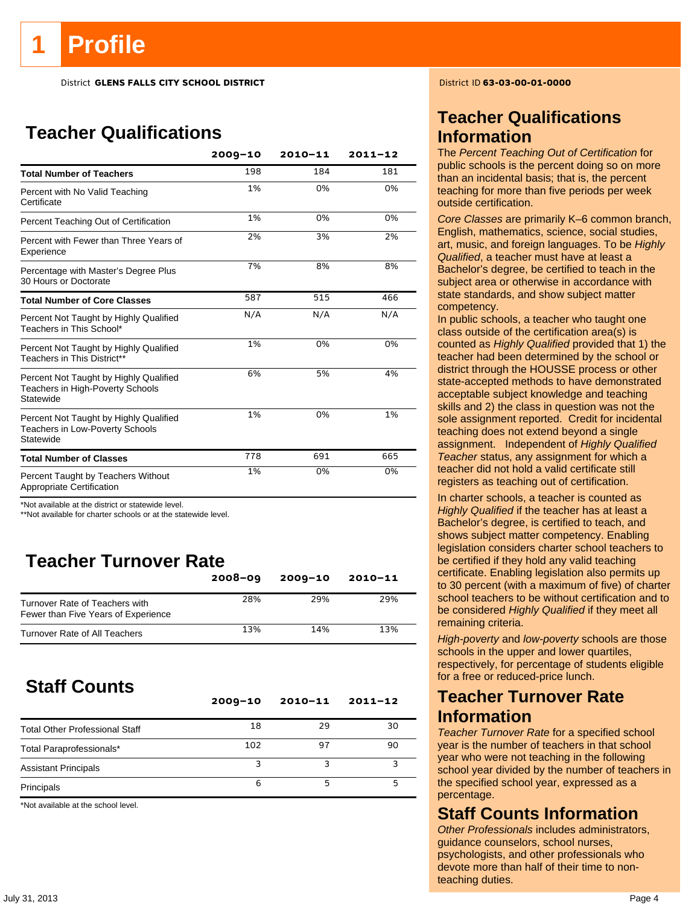# 1 Profile

District **GLENS FALLS CITY SCHOOL DISTRICT**

District ID **63-03-00-01-0000**

## Teacher Qualifications

| | 2009–10 | 2010–11 | 2011–12 |
|---|---|---|---|
| **Total Number of Teachers** | 198 | 184 | 181 |
| Percent with No Valid Teaching Certificate | 1% | 0% | 0% |
| Percent Teaching Out of Certification | 1% | 0% | 0% |
| Percent with Fewer than Three Years of Experience | 2% | 3% | 2% |
| Percentage with Master's Degree Plus 30 Hours or Doctorate | 7% | 8% | 8% |
| **Total Number of Core Classes** | 587 | 515 | 466 |
| Percent Not Taught by Highly Qualified Teachers in This School* | N/A | N/A | N/A |
| Percent Not Taught by Highly Qualified Teachers in This District** | 1% | 0% | 0% |
| Percent Not Taught by Highly Qualified Teachers in High-Poverty Schools Statewide | 6% | 5% | 4% |
| Percent Not Taught by Highly Qualified Teachers in Low-Poverty Schools Statewide | 1% | 0% | 1% |
| **Total Number of Classes** | 778 | 691 | 665 |
| Percent Taught by Teachers Without Appropriate Certification | 1% | 0% | 0% |

*Not available at the district or statewide level.
**Not available for charter schools or at the statewide level.

## Teacher Turnover Rate

| | 2008–09 | 2009–10 | 2010–11 |
|---|---|---|---|
| Turnover Rate of Teachers with Fewer than Five Years of Experience | 28% | 29% | 29% |
| Turnover Rate of All Teachers | 13% | 14% | 13% |

## Staff Counts

| | 2009–10 | 2010–11 | 2011–12 |
|---|---|---|---|
| Total Other Professional Staff | 18 | 29 | 30 |
| Total Paraprofessionals* | 102 | 97 | 90 |
| Assistant Principals | 3 | 3 | 3 |
| Principals | 6 | 5 | 5 |

*Not available at the school level.

## Teacher Qualifications Information

The *Percent Teaching Out of Certification* for public schools is the percent doing so on more than an incidental basis; that is, the percent teaching for more than five periods per week outside certification.

*Core Classes* are primarily K–6 common branch, English, mathematics, science, social studies, art, music, and foreign languages. To be *Highly Qualified*, a teacher must have at least a Bachelor's degree, be certified to teach in the subject area or otherwise in accordance with state standards, and show subject matter competency.

In public schools, a teacher who taught one class outside of the certification area(s) is counted as *Highly Qualified* provided that 1) the teacher had been determined by the school or district through the HOUSSE process or other state-accepted methods to have demonstrated acceptable subject knowledge and teaching skills and 2) the class in question was not the sole assignment reported. Credit for incidental teaching does not extend beyond a single assignment. Independent of *Highly Qualified Teacher* status, any assignment for which a teacher did not hold a valid certificate still registers as teaching out of certification.

In charter schools, a teacher is counted as *Highly Qualified* if the teacher has at least a Bachelor's degree, is certified to teach, and shows subject matter competency. Enabling legislation considers charter school teachers to be certified if they hold any valid teaching certificate. Enabling legislation also permits up to 30 percent (with a maximum of five) of charter school teachers to be without certification and to be considered *Highly Qualified* if they meet all remaining criteria.

*High-poverty* and *low-poverty* schools are those schools in the upper and lower quartiles, respectively, for percentage of students eligible for a free or reduced-price lunch.

## Teacher Turnover Rate Information

*Teacher Turnover Rate* for a specified school year is the number of teachers in that school year who were not teaching in the following school year divided by the number of teachers in the specified school year, expressed as a percentage.

## Staff Counts Information

*Other Professionals* includes administrators, guidance counselors, school nurses, psychologists, and other professionals who devote more than half of their time to non-teaching duties.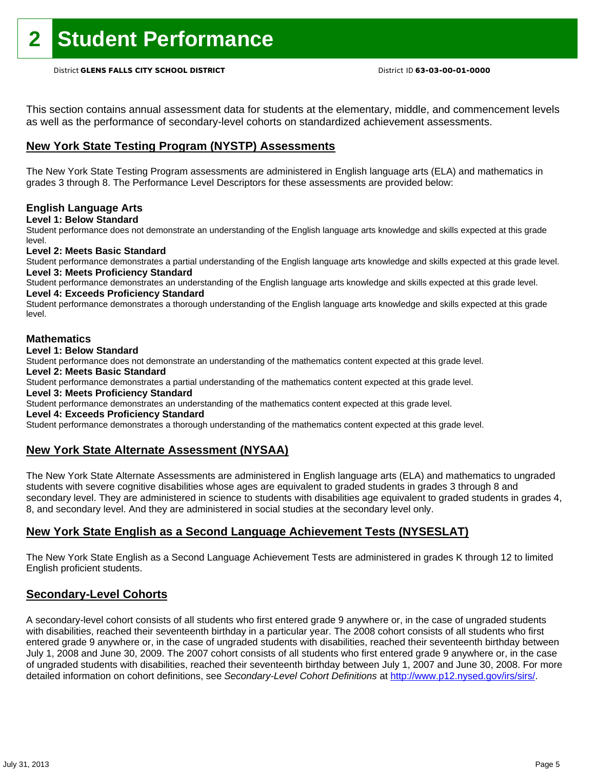# 2 Student Performance

District **GLENS FALLS CITY SCHOOL DISTRICT** District ID **63-03-00-01-0000**

This section contains annual assessment data for students at the elementary, middle, and commencement levels as well as the performance of secondary-level cohorts on standardized achievement assessments.

## New York State Testing Program (NYSTP) Assessments

The New York State Testing Program assessments are administered in English language arts (ELA) and mathematics in grades 3 through 8. The Performance Level Descriptors for these assessments are provided below:

### English Language Arts

**Level 1: Below Standard**

Student performance does not demonstrate an understanding of the English language arts knowledge and skills expected at this grade level.

**Level 2: Meets Basic Standard**

Student performance demonstrates a partial understanding of the English language arts knowledge and skills expected at this grade level.

**Level 3: Meets Proficiency Standard**

Student performance demonstrates an understanding of the English language arts knowledge and skills expected at this grade level.

**Level 4: Exceeds Proficiency Standard**

Student performance demonstrates a thorough understanding of the English language arts knowledge and skills expected at this grade level.

### Mathematics

**Level 1: Below Standard**

Student performance does not demonstrate an understanding of the mathematics content expected at this grade level.

**Level 2: Meets Basic Standard**

Student performance demonstrates a partial understanding of the mathematics content expected at this grade level.

**Level 3: Meets Proficiency Standard**

Student performance demonstrates an understanding of the mathematics content expected at this grade level.

**Level 4: Exceeds Proficiency Standard**

Student performance demonstrates a thorough understanding of the mathematics content expected at this grade level.

## New York State Alternate Assessment (NYSAA)

The New York State Alternate Assessments are administered in English language arts (ELA) and mathematics to ungraded students with severe cognitive disabilities whose ages are equivalent to graded students in grades 3 through 8 and secondary level. They are administered in science to students with disabilities age equivalent to graded students in grades 4, 8, and secondary level. And they are administered in social studies at the secondary level only.

## New York State English as a Second Language Achievement Tests (NYSESLAT)

The New York State English as a Second Language Achievement Tests are administered in grades K through 12 to limited English proficient students.

## Secondary-Level Cohorts

A secondary-level cohort consists of all students who first entered grade 9 anywhere or, in the case of ungraded students with disabilities, reached their seventeenth birthday in a particular year. The 2008 cohort consists of all students who first entered grade 9 anywhere or, in the case of ungraded students with disabilities, reached their seventeenth birthday between July 1, 2008 and June 30, 2009. The 2007 cohort consists of all students who first entered grade 9 anywhere or, in the case of ungraded students with disabilities, reached their seventeenth birthday between July 1, 2007 and June 30, 2008. For more detailed information on cohort definitions, see *Secondary-Level Cohort Definitions* at http://www.p12.nysed.gov/irs/sirs/.

July 31, 2013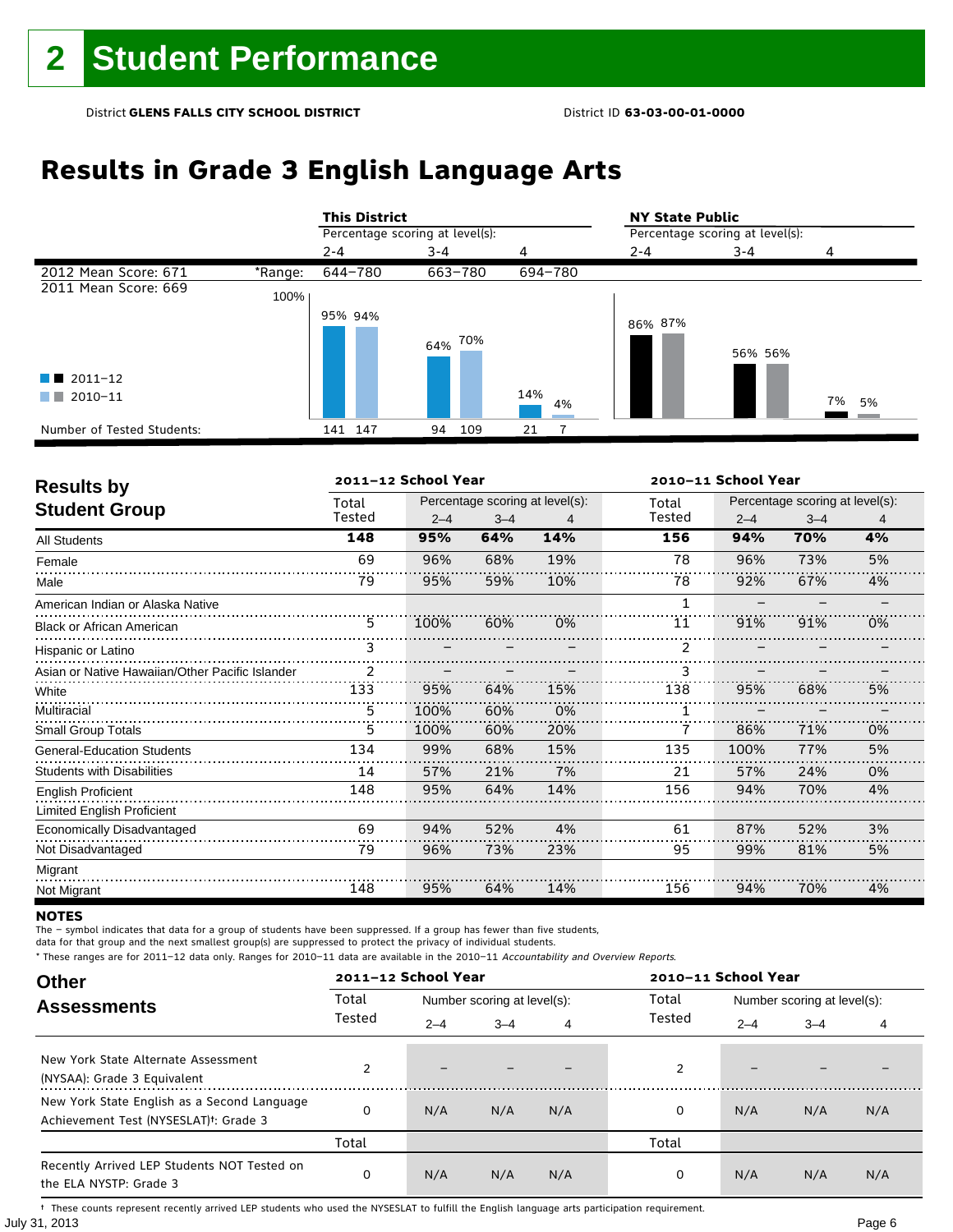# 2 Student Performance

District **GLENS FALLS CITY SCHOOL DISTRICT** District ID **63-03-00-01-0000**

## Results in Grade 3 English Language Arts

**This District**
Percentage scoring at level(s):
2-4 3-4 4

**NY State Public**
Percentage scoring at level(s):
2-4 3-4 4

2012 Mean Score: 671 *Range: 644–780 663–780 694–780
2011 Mean Score: 669

100%

95% 94% 64% 70% 14% 4%

86% 87% 56% 56% 7% 5%

2011–12
2010–11

Number of Tested Students: 141 147 94 109 21 7

| Results by Student Group | 2011–12 School Year | | | | 2010–11 School Year | | | |
|---|---|---|---|---|---|---|---|---|
| | Total Tested | Percentage scoring at level(s): 2–4 | 3–4 | 4 | Total Tested | Percentage scoring at level(s): 2–4 | 3–4 | 4 |
| **All Students** | **148** | **95%** | **64%** | **14%** | **156** | **94%** | **70%** | **4%** |
| Female | 69 | 96% | 68% | 19% | 78 | 96% | 73% | 5% |
| Male | 79 | 95% | 59% | 10% | 78 | 92% | 67% | 4% |
| American Indian or Alaska Native | | | | | 1 | – | – | – |
| Black or African American | 5 | 100% | 60% | 0% | 11 | 91% | 91% | 0% |
| Hispanic or Latino | 3 | – | – | – | 2 | – | – | – |
| Asian or Native Hawaiian/Other Pacific Islander | 2 | – | – | – | 3 | – | – | – |
| White | 133 | 95% | 64% | 15% | 138 | 95% | 68% | 5% |
| Multiracial | 5 | 100% | 60% | 0% | 1 | – | – | – |
| Small Group Totals | 5 | 100% | 60% | 20% | 7 | 86% | 71% | 0% |
| General-Education Students | 134 | 99% | 68% | 15% | 135 | 100% | 77% | 5% |
| Students with Disabilities | 14 | 57% | 21% | 7% | 21 | 57% | 24% | 0% |
| English Proficient | 148 | 95% | 64% | 14% | 156 | 94% | 70% | 4% |
| Limited English Proficient | | | | | | | | |
| Economically Disadvantaged | 69 | 94% | 52% | 4% | 61 | 87% | 52% | 3% |
| Not Disadvantaged | 79 | 96% | 73% | 23% | 95 | 99% | 81% | 5% |
| Migrant | | | | | | | | |
| Not Migrant | 148 | 95% | 64% | 14% | 156 | 94% | 70% | 4% |

**NOTES**

The – symbol indicates that data for a group of students have been suppressed. If a group has fewer than five students, data for that group and the next smallest group(s) are suppressed to protect the privacy of individual students.

* These ranges are for 2011–12 data only. Ranges for 2010–11 data are available in the 2010–11 *Accountability and Overview Reports.*

| Other Assessments | 2011–12 School Year | | | | 2010–11 School Year | | | |
|---|---|---|---|---|---|---|---|---|
| | Total Tested | Number scoring at level(s): 2–4 | 3–4 | 4 | Total Tested | Number scoring at level(s): 2–4 | 3–4 | 4 |
| New York State Alternate Assessment (NYSAA): Grade 3 Equivalent | 2 | – | – | – | 2 | – | – | – |
| New York State English as a Second Language Achievement Test (NYSESLAT)†: Grade 3 | 0 | N/A | N/A | N/A | 0 | N/A | N/A | N/A |
| | Total | | | | Total | | | |
| Recently Arrived LEP Students NOT Tested on the ELA NYSTP: Grade 3 | 0 | N/A | N/A | N/A | 0 | N/A | N/A | N/A |

† These counts represent recently arrived LEP students who used the NYSESLAT to fulfill the English language arts participation requirement.

July 31, 2013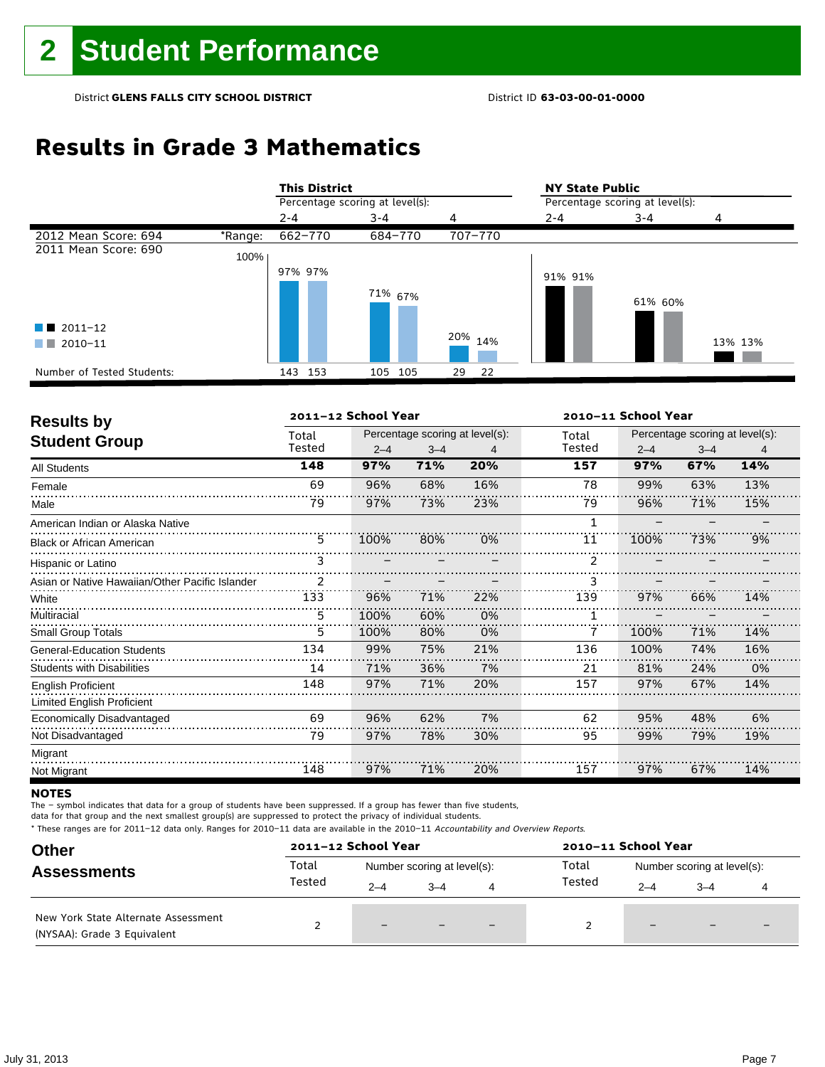# 2 Student Performance

District **GLENS FALLS CITY SCHOOL DISTRICT** District ID **63-03-00-01-0000**

## Results in Grade 3 Mathematics

**This District**
Percentage scoring at level(s):
2-4 3-4 4

**NY State Public**
Percentage scoring at level(s):
2-4 3-4 4

2012 Mean Score: 694 *Range: 662–770 684–770 707–770
2011 Mean Score: 690

100%

97% 97%
71% 67%
20% 14%

91% 91%
61% 60%
13% 13%

2011–12
2010–11

Number of Tested Students: 143 153 105 105 29 22

| Results by Student Group | 2011–12 School Year | | | | 2010–11 School Year | | | |
|---|---|---|---|---|---|---|---|---|
| | Total Tested | Percentage scoring at level(s): 2–4 | 3–4 | 4 | Total Tested | Percentage scoring at level(s): 2–4 | 3–4 | 4 |
| **All Students** | **148** | **97%** | **71%** | **20%** | **157** | **97%** | **67%** | **14%** |
| Female | 69 | 96% | 68% | 16% | 78 | 99% | 63% | 13% |
| Male | 79 | 97% | 73% | 23% | 79 | 96% | 71% | 15% |
| American Indian or Alaska Native | | | | | 1 | – | – | – |
| Black or African American | 5 | 100% | 80% | 0% | 11 | 100% | 73% | 9% |
| Hispanic or Latino | 3 | – | – | – | 2 | – | – | – |
| Asian or Native Hawaiian/Other Pacific Islander | 2 | – | – | – | 3 | – | – | – |
| White | 133 | 96% | 71% | 22% | 139 | 97% | 66% | 14% |
| Multiracial | 5 | 100% | 60% | 0% | 1 | – | – | – |
| Small Group Totals | 5 | 100% | 80% | 0% | 7 | 100% | 71% | 14% |
| General-Education Students | 134 | 99% | 75% | 21% | 136 | 100% | 74% | 16% |
| Students with Disabilities | 14 | 71% | 36% | 7% | 21 | 81% | 24% | 0% |
| English Proficient | 148 | 97% | 71% | 20% | 157 | 97% | 67% | 14% |
| Limited English Proficient | | | | | | | | |
| Economically Disadvantaged | 69 | 96% | 62% | 7% | 62 | 95% | 48% | 6% |
| Not Disadvantaged | 79 | 97% | 78% | 30% | 95 | 99% | 79% | 19% |
| Migrant | | | | | | | | |
| Not Migrant | 148 | 97% | 71% | 20% | 157 | 97% | 67% | 14% |

**NOTES**

The – symbol indicates that data for a group of students have been suppressed. If a group has fewer than five students, data for that group and the next smallest group(s) are suppressed to protect the privacy of individual students.

* These ranges are for 2011–12 data only. Ranges for 2010–11 data are available in the 2010–11 *Accountability and Overview Reports*.

| Other Assessments | 2011–12 School Year | | | | 2010–11 School Year | | | |
|---|---|---|---|---|---|---|---|---|
| | Total Tested | Number scoring at level(s): 2–4 | 3–4 | 4 | Total Tested | Number scoring at level(s): 2–4 | 3–4 | 4 |
| New York State Alternate Assessment (NYSAA): Grade 3 Equivalent | 2 | – | – | – | 2 | – | – | – |

July 31, 2013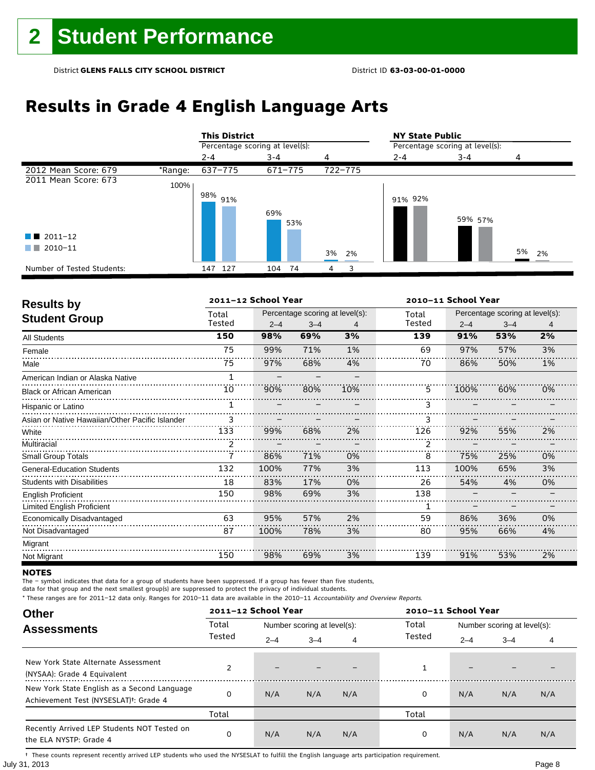# 2 Student Performance

District **GLENS FALLS CITY SCHOOL DISTRICT** District ID **63-03-00-01-0000**

## Results in Grade 4 English Language Arts

**This District**
Percentage scoring at level(s):
2-4 3-4 4

**NY State Public**
Percentage scoring at level(s):
2-4 3-4 4

2012 Mean Score: 679 *Range: 637–775 671–775 722–775
2011 Mean Score: 673

100%

98% 91%
69% 53%
3% 2%

91% 92%
59% 57%
5% 2%

2011–12
2010–11

Number of Tested Students: 147 127 104 74 4 3

## Results by Student Group

| Results by Student Group | 2011–12 School Year | | | | 2010–11 School Year | | | |
|---|---|---|---|---|---|---|---|---|
| | Total Tested | Percentage scoring at level(s): 2–4 | 3–4 | 4 | Total Tested | Percentage scoring at level(s): 2–4 | 3–4 | 4 |
| **All Students** | **150** | **98%** | **69%** | **3%** | **139** | **91%** | **53%** | **2%** |
| Female | 75 | 99% | 71% | 1% | 69 | 97% | 57% | 3% |
| Male | 75 | 97% | 68% | 4% | 70 | 86% | 50% | 1% |
| American Indian or Alaska Native | 1 | – | – | – | | | | |
| Black or African American | 10 | 90% | 80% | 10% | 5 | 100% | 60% | 0% |
| Hispanic or Latino | 1 | – | – | – | 3 | – | – | – |
| Asian or Native Hawaiian/Other Pacific Islander | 3 | – | – | – | 3 | – | – | – |
| White | 133 | 99% | 68% | 2% | 126 | 92% | 55% | 2% |
| Multiracial | 2 | – | – | – | 2 | – | – | – |
| Small Group Totals | 7 | 86% | 71% | 0% | 8 | 75% | 25% | 0% |
| General-Education Students | 132 | 100% | 77% | 3% | 113 | 100% | 65% | 3% |
| Students with Disabilities | 18 | 83% | 17% | 0% | 26 | 54% | 4% | 0% |
| English Proficient | 150 | 98% | 69% | 3% | 138 | – | – | – |
| Limited English Proficient | | | | | 1 | – | – | – |
| Economically Disadvantaged | 63 | 95% | 57% | 2% | 59 | 86% | 36% | 0% |
| Not Disadvantaged | 87 | 100% | 78% | 3% | 80 | 95% | 66% | 4% |
| Migrant | | | | | | | | |
| Not Migrant | 150 | 98% | 69% | 3% | 139 | 91% | 53% | 2% |

**NOTES**

The – symbol indicates that data for a group of students have been suppressed. If a group has fewer than five students, data for that group and the next smallest group(s) are suppressed to protect the privacy of individual students.

\* These ranges are for 2011–12 data only. Ranges for 2010–11 data are available in the 2010–11 *Accountability and Overview Reports*.

## Other Assessments

| Other Assessments | 2011–12 School Year | | | | 2010–11 School Year | | | |
|---|---|---|---|---|---|---|---|---|
| | Total Tested | Number scoring at level(s): 2–4 | 3–4 | 4 | Total Tested | Number scoring at level(s): 2–4 | 3–4 | 4 |
| New York State Alternate Assessment (NYSAA): Grade 4 Equivalent | 2 | – | – | – | 1 | – | – | – |
| New York State English as a Second Language Achievement Test (NYSESLAT)†: Grade 4 | 0 | N/A | N/A | N/A | 0 | N/A | N/A | N/A |
| | Total | | | | Total | | | |
| Recently Arrived LEP Students NOT Tested on the ELA NYSTP: Grade 4 | 0 | N/A | N/A | N/A | 0 | N/A | N/A | N/A |

† These counts represent recently arrived LEP students who used the NYSESLAT to fulfill the English language arts participation requirement.

July 31, 2013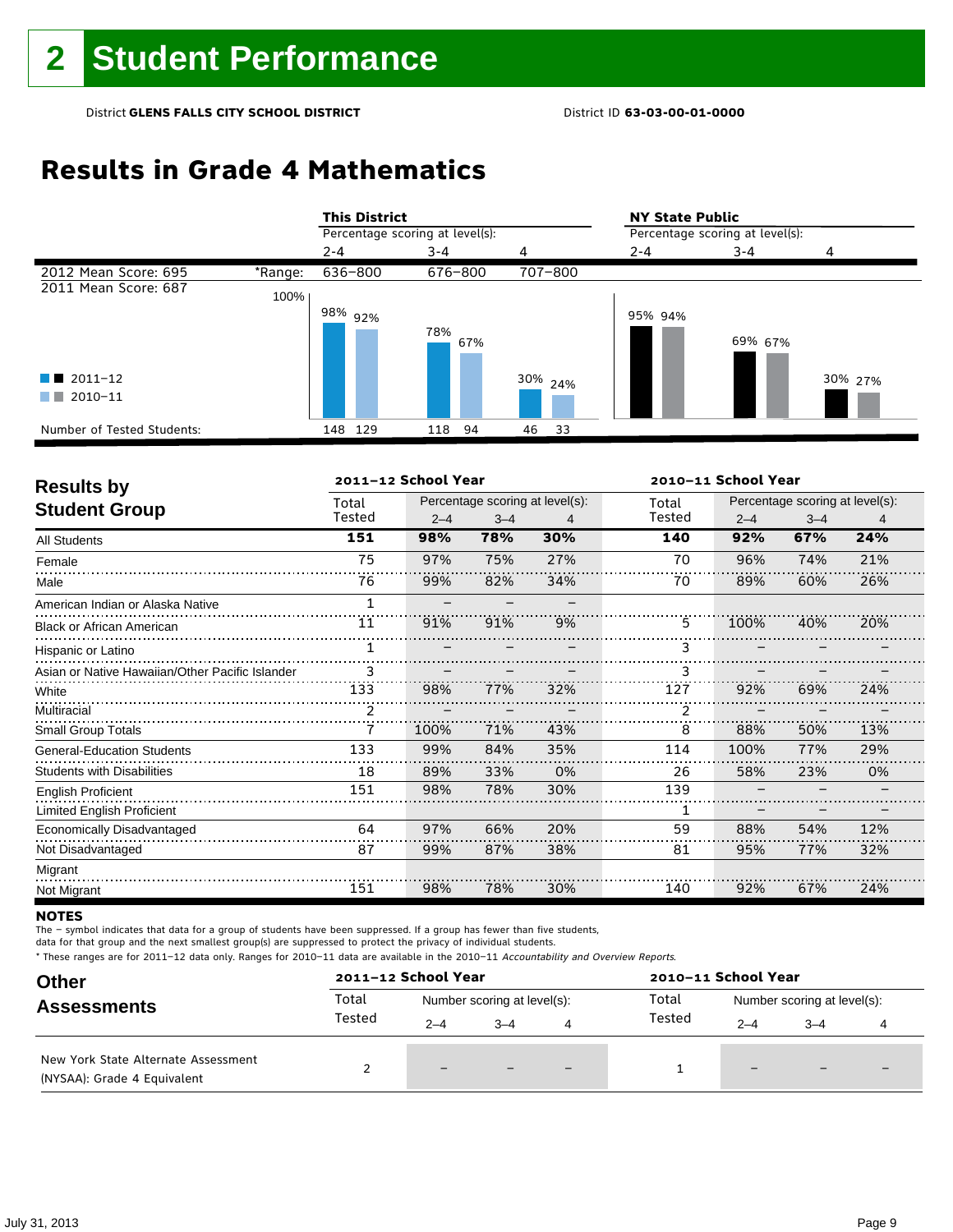# 2 Student Performance

District **GLENS FALLS CITY SCHOOL DISTRICT** District ID **63-03-00-01-0000**

## Results in Grade 4 Mathematics

**This District**
Percentage scoring at level(s):
2-4 3-4 4

**NY State Public**
Percentage scoring at level(s):
2-4 3-4 4

2012 Mean Score: 695 *Range: 636–800 676–800 707–800
2011 Mean Score: 687

100%

98% 92% 78% 67% 30% 24%

95% 94% 69% 67% 30% 27%

2011–12
2010–11

Number of Tested Students: 148 129 118 94 46 33

## Results by Student Group

| | 2011–12 School Year | | | | 2010–11 School Year | | | |
|---|---|---|---|---|---|---|---|---|
| | Total Tested | Percentage scoring at level(s): | | | Total Tested | Percentage scoring at level(s): | | |
| | | 2–4 | 3–4 | 4 | | 2–4 | 3–4 | 4 |
| **All Students** | **151** | **98%** | **78%** | **30%** | **140** | **92%** | **67%** | **24%** |
| Female | 75 | 97% | 75% | 27% | 70 | 96% | 74% | 21% |
| Male | 76 | 99% | 82% | 34% | 70 | 89% | 60% | 26% |
| American Indian or Alaska Native | 1 | – | – | – | | | | |
| Black or African American | 11 | 91% | 91% | 9% | 5 | 100% | 40% | 20% |
| Hispanic or Latino | 1 | – | – | – | 3 | – | – | – |
| Asian or Native Hawaiian/Other Pacific Islander | 3 | – | – | – | 3 | – | – | – |
| White | 133 | 98% | 77% | 32% | 127 | 92% | 69% | 24% |
| Multiracial | 2 | – | – | – | 2 | – | – | – |
| Small Group Totals | 7 | 100% | 71% | 43% | 8 | 88% | 50% | 13% |
| General-Education Students | 133 | 99% | 84% | 35% | 114 | 100% | 77% | 29% |
| Students with Disabilities | 18 | 89% | 33% | 0% | 26 | 58% | 23% | 0% |
| English Proficient | 151 | 98% | 78% | 30% | 139 | – | – | – |
| Limited English Proficient | | | | | 1 | – | – | – |
| Economically Disadvantaged | 64 | 97% | 66% | 20% | 59 | 88% | 54% | 12% |
| Not Disadvantaged | 87 | 99% | 87% | 38% | 81 | 95% | 77% | 32% |
| Migrant | | | | | | | | |
| Not Migrant | 151 | 98% | 78% | 30% | 140 | 92% | 67% | 24% |

**NOTES**

The – symbol indicates that data for a group of students have been suppressed. If a group has fewer than five students, data for that group and the next smallest group(s) are suppressed to protect the privacy of individual students.

* These ranges are for 2011–12 data only. Ranges for 2010–11 data are available in the 2010–11 *Accountability and Overview Reports*.

## Other Assessments

| | 2011–12 School Year | | | | 2010–11 School Year | | | |
|---|---|---|---|---|---|---|---|---|
| | Total Tested | Number scoring at level(s): | | | Total Tested | Number scoring at level(s): | | |
| | | 2–4 | 3–4 | 4 | | 2–4 | 3–4 | 4 |
| New York State Alternate Assessment (NYSAA): Grade 4 Equivalent | 2 | – | – | – | 1 | – | – | – |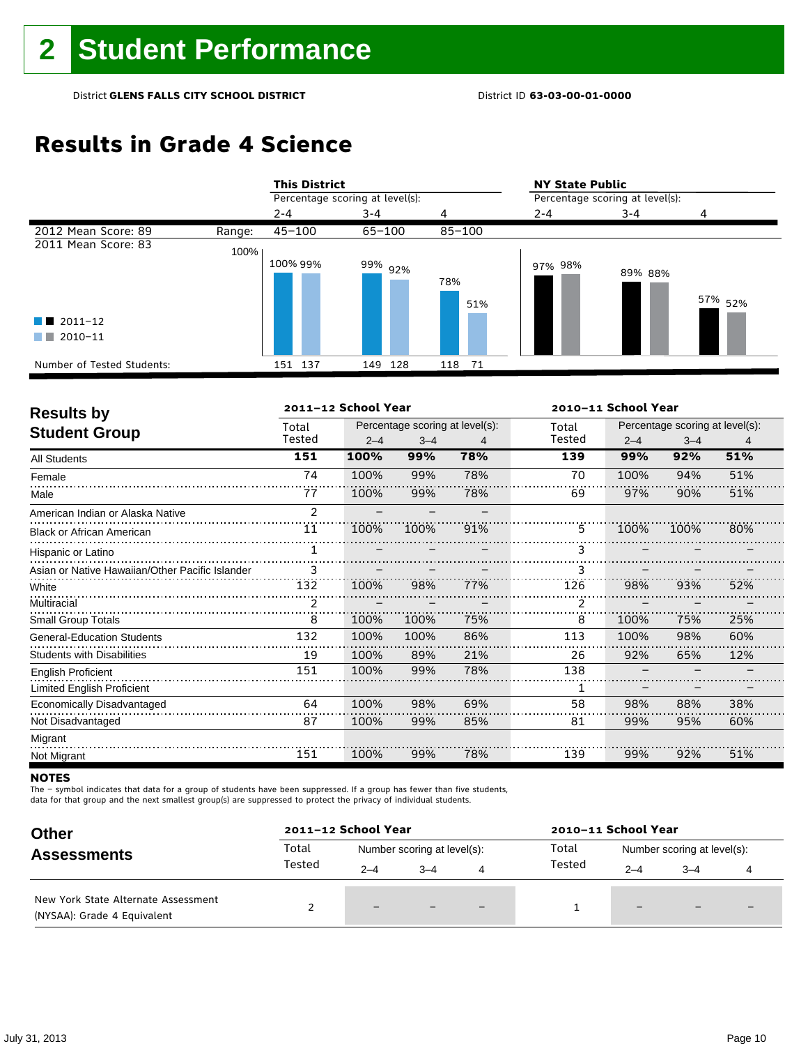# 2 Student Performance

District **GLENS FALLS CITY SCHOOL DISTRICT** District ID **63-03-00-01-0000**

## Results in Grade 4 Science

| | | This District | | | NY State Public | | |
|---|---|---|---|---|---|---|---|
| | | Percentage scoring at level(s): | | | Percentage scoring at level(s): | | |
| | | 2-4 | 3-4 | 4 | 2-4 | 3-4 | 4 |
| 2012 Mean Score: 89 | Range: | 45–100 | 65–100 | 85–100 | | | |
| 2011 Mean Score: 83 | | | | | | | |
| 2011–12 | | 100% | 99% | 78% | 97% | 89% | 57% |
| 2010–11 | | 99% | 92% | 51% | 98% | 88% | 52% |
| Number of Tested Students: 2011–12 | | 151 | 149 | 118 | | | |
| Number of Tested Students: 2010–11 | | 137 | 128 | 71 | | | |

## Results by Student Group

| | 2011–12 School Year | | | | 2010–11 School Year | | | |
|---|---|---|---|---|---|---|---|---|
| | Total Tested | Percentage scoring at level(s): | | | Total Tested | Percentage scoring at level(s): | | |
| | | 2–4 | 3–4 | 4 | | 2–4 | 3–4 | 4 |
| **All Students** | **151** | **100%** | **99%** | **78%** | **139** | **99%** | **92%** | **51%** |
| Female | 74 | 100% | 99% | 78% | 70 | 100% | 94% | 51% |
| Male | 77 | 100% | 99% | 78% | 69 | 97% | 90% | 51% |
| American Indian or Alaska Native | 2 | – | – | – | | | | |
| Black or African American | 11 | 100% | 100% | 91% | 5 | 100% | 100% | 80% |
| Hispanic or Latino | 1 | – | – | – | 3 | – | – | – |
| Asian or Native Hawaiian/Other Pacific Islander | 3 | – | – | – | 3 | – | – | – |
| White | 132 | 100% | 98% | 77% | 126 | 98% | 93% | 52% |
| Multiracial | 2 | – | – | – | 2 | – | – | – |
| Small Group Totals | 8 | 100% | 100% | 75% | 8 | 100% | 75% | 25% |
| General-Education Students | 132 | 100% | 100% | 86% | 113 | 100% | 98% | 60% |
| Students with Disabilities | 19 | 100% | 89% | 21% | 26 | 92% | 65% | 12% |
| English Proficient | 151 | 100% | 99% | 78% | 138 | – | – | – |
| Limited English Proficient | | | | | 1 | – | – | – |
| Economically Disadvantaged | 64 | 100% | 98% | 69% | 58 | 98% | 88% | 38% |
| Not Disadvantaged | 87 | 100% | 99% | 85% | 81 | 99% | 95% | 60% |
| Migrant | | | | | | | | |
| Not Migrant | 151 | 100% | 99% | 78% | 139 | 99% | 92% | 51% |

**NOTES**

The – symbol indicates that data for a group of students have been suppressed. If a group has fewer than five students, data for that group and the next smallest group(s) are suppressed to protect the privacy of individual students.

## Other Assessments

| | 2011–12 School Year | | | | 2010–11 School Year | | | |
|---|---|---|---|---|---|---|---|---|
| | Total Tested | Number scoring at level(s): | | | Total Tested | Number scoring at level(s): | | |
| | | 2–4 | 3–4 | 4 | | 2–4 | 3–4 | 4 |
| New York State Alternate Assessment (NYSAA): Grade 4 Equivalent | 2 | – | – | – | 1 | – | – | – |

July 31, 2013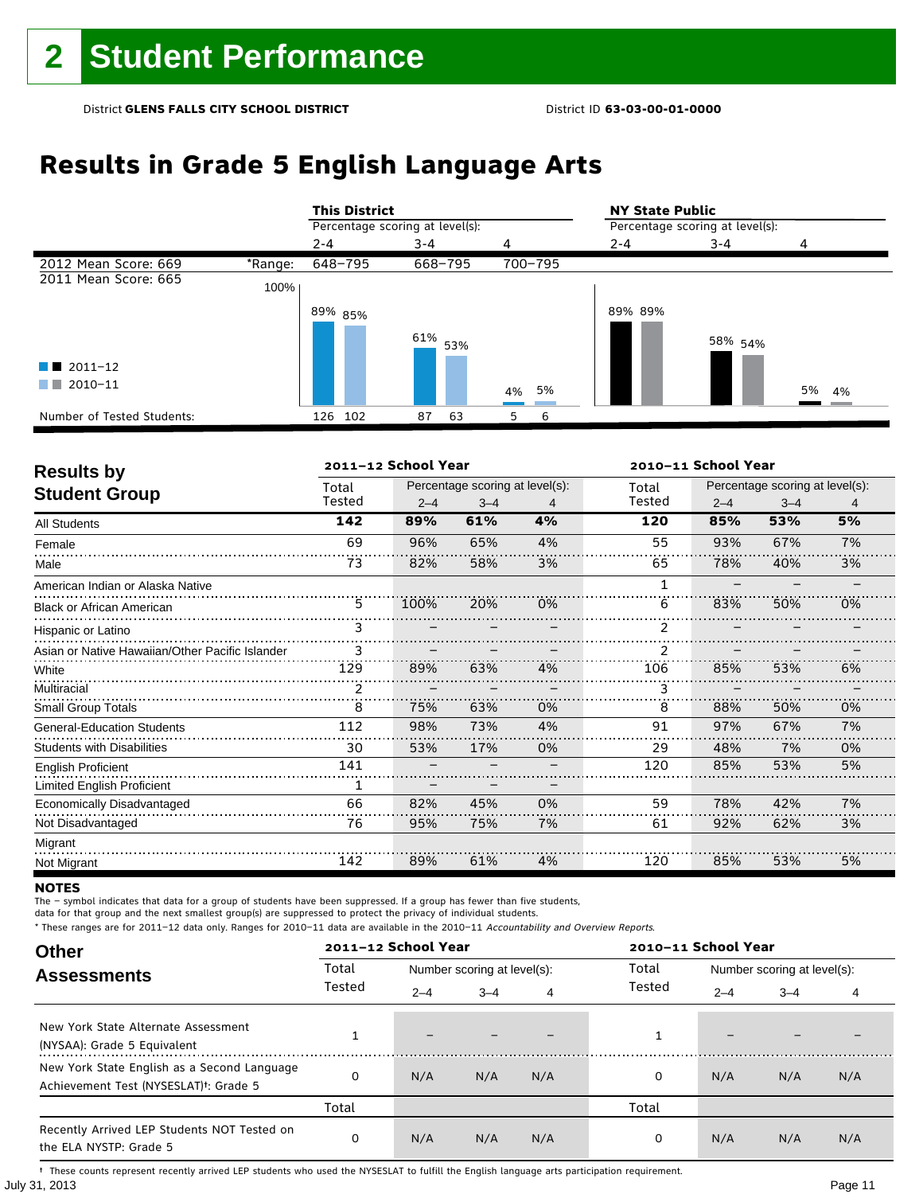# 2 Student Performance

District **GLENS FALLS CITY SCHOOL DISTRICT** District ID **63-03-00-01-0000**

## Results in Grade 5 English Language Arts

**This District**
Percentage scoring at level(s):
2-4 3-4 4

**NY State Public**
Percentage scoring at level(s):
2-4 3-4 4

2012 Mean Score: 669 *Range: 648–795 668–795 700–795
2011 Mean Score: 665

100%

89% 85% 61% 53% 4% 5%

89% 89% 58% 54% 5% 4%

2011–12
2010–11

Number of Tested Students: 126 102 87 63 5 6

| Results by Student Group | 2011–12 School Year | | | | 2010–11 School Year | | | |
|---|---|---|---|---|---|---|---|---|
| | Total Tested | Percentage scoring at level(s): 2–4 | 3–4 | 4 | Total Tested | Percentage scoring at level(s): 2–4 | 3–4 | 4 |
| **All Students** | **142** | **89%** | **61%** | **4%** | **120** | **85%** | **53%** | **5%** |
| Female | 69 | 96% | 65% | 4% | 55 | 93% | 67% | 7% |
| Male | 73 | 82% | 58% | 3% | 65 | 78% | 40% | 3% |
| American Indian or Alaska Native | | | | | 1 | – | – | – |
| Black or African American | 5 | 100% | 20% | 0% | 6 | 83% | 50% | 0% |
| Hispanic or Latino | 3 | – | – | – | 2 | – | – | – |
| Asian or Native Hawaiian/Other Pacific Islander | 3 | – | – | – | 2 | – | – | – |
| White | 129 | 89% | 63% | 4% | 106 | 85% | 53% | 6% |
| Multiracial | 2 | – | – | – | 3 | – | – | – |
| Small Group Totals | 8 | 75% | 63% | 0% | 8 | 88% | 50% | 0% |
| General-Education Students | 112 | 98% | 73% | 4% | 91 | 97% | 67% | 7% |
| Students with Disabilities | 30 | 53% | 17% | 0% | 29 | 48% | 7% | 0% |
| English Proficient | 141 | – | – | – | 120 | 85% | 53% | 5% |
| Limited English Proficient | 1 | – | – | – | | | | |
| Economically Disadvantaged | 66 | 82% | 45% | 0% | 59 | 78% | 42% | 7% |
| Not Disadvantaged | 76 | 95% | 75% | 7% | 61 | 92% | 62% | 3% |
| Migrant | | | | | | | | |
| Not Migrant | 142 | 89% | 61% | 4% | 120 | 85% | 53% | 5% |

**NOTES**

The – symbol indicates that data for a group of students have been suppressed. If a group has fewer than five students, data for that group and the next smallest group(s) are suppressed to protect the privacy of individual students.

* These ranges are for 2011–12 data only. Ranges for 2010–11 data are available in the 2010–11 *Accountability and Overview Reports*.

| Other Assessments | 2011–12 School Year | | | | 2010–11 School Year | | | |
|---|---|---|---|---|---|---|---|---|
| | Total Tested | Number scoring at level(s): 2–4 | 3–4 | 4 | Total Tested | Number scoring at level(s): 2–4 | 3–4 | 4 |
| New York State Alternate Assessment (NYSAA): Grade 5 Equivalent | 1 | – | – | – | 1 | – | – | – |
| New York State English as a Second Language Achievement Test (NYSESLAT)†: Grade 5 | 0 | N/A | N/A | N/A | 0 | N/A | N/A | N/A |
| | Total | | | | Total | | | |
| Recently Arrived LEP Students NOT Tested on the ELA NYSTP: Grade 5 | 0 | N/A | N/A | N/A | 0 | N/A | N/A | N/A |

† These counts represent recently arrived LEP students who used the NYSESLAT to fulfill the English language arts participation requirement.

July 31, 2013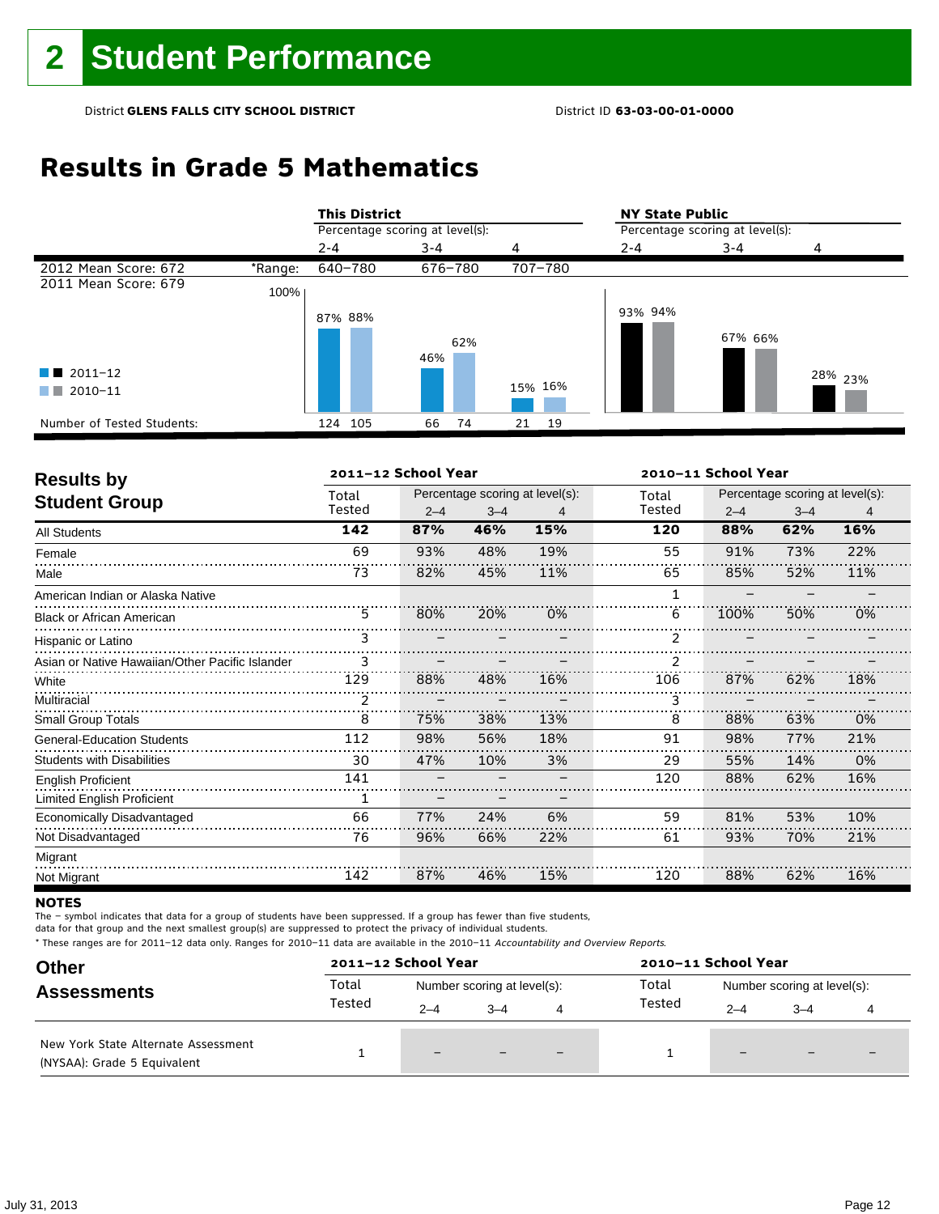# 2 Student Performance

District **GLENS FALLS CITY SCHOOL DISTRICT** District ID **63-03-00-01-0000**

## Results in Grade 5 Mathematics

**This District**
Percentage scoring at level(s):
2-4 3-4 4

**NY State Public**
Percentage scoring at level(s):
2-4 3-4 4

2012 Mean Score: 672 *Range: 640–780 676–780 707–780
2011 Mean Score: 679

100%

87% 88%
46% 62%
15% 16%

93% 94%
67% 66%
28% 23%

2011–12
2010–11

Number of Tested Students: 124 105 66 74 21 19

| Results by Student Group | 2011–12 School Year | | | | 2010–11 School Year | | | |
|---|---|---|---|---|---|---|---|---|
| | Total Tested | Percentage scoring at level(s): 2–4 | 3–4 | 4 | Total Tested | Percentage scoring at level(s): 2–4 | 3–4 | 4 |
| All Students | **142** | **87%** | **46%** | **15%** | **120** | **88%** | **62%** | **16%** |
| Female | 69 | 93% | 48% | 19% | 55 | 91% | 73% | 22% |
| Male | 73 | 82% | 45% | 11% | 65 | 85% | 52% | 11% |
| American Indian or Alaska Native | | | | | 1 | – | – | – |
| Black or African American | 5 | 80% | 20% | 0% | 6 | 100% | 50% | 0% |
| Hispanic or Latino | 3 | – | – | – | 2 | – | – | – |
| Asian or Native Hawaiian/Other Pacific Islander | 3 | – | – | – | 2 | – | – | – |
| White | 129 | 88% | 48% | 16% | 106 | 87% | 62% | 18% |
| Multiracial | 2 | – | – | – | 3 | – | – | – |
| Small Group Totals | 8 | 75% | 38% | 13% | 8 | 88% | 63% | 0% |
| General-Education Students | 112 | 98% | 56% | 18% | 91 | 98% | 77% | 21% |
| Students with Disabilities | 30 | 47% | 10% | 3% | 29 | 55% | 14% | 0% |
| English Proficient | 141 | – | – | – | 120 | 88% | 62% | 16% |
| Limited English Proficient | 1 | – | – | – | | | | |
| Economically Disadvantaged | 66 | 77% | 24% | 6% | 59 | 81% | 53% | 10% |
| Not Disadvantaged | 76 | 96% | 66% | 22% | 61 | 93% | 70% | 21% |
| Migrant | | | | | | | | |
| Not Migrant | 142 | 87% | 46% | 15% | 120 | 88% | 62% | 16% |

**NOTES**

The – symbol indicates that data for a group of students have been suppressed. If a group has fewer than five students, data for that group and the next smallest group(s) are suppressed to protect the privacy of individual students.

* These ranges are for 2011–12 data only. Ranges for 2010–11 data are available in the 2010–11 *Accountability and Overview Reports*.

| Other Assessments | 2011–12 School Year | | | | 2010–11 School Year | | | |
|---|---|---|---|---|---|---|---|---|
| | Total Tested | Number scoring at level(s): 2–4 | 3–4 | 4 | Total Tested | Number scoring at level(s): 2–4 | 3–4 | 4 |
| New York State Alternate Assessment (NYSAA): Grade 5 Equivalent | 1 | – | – | – | 1 | – | – | – |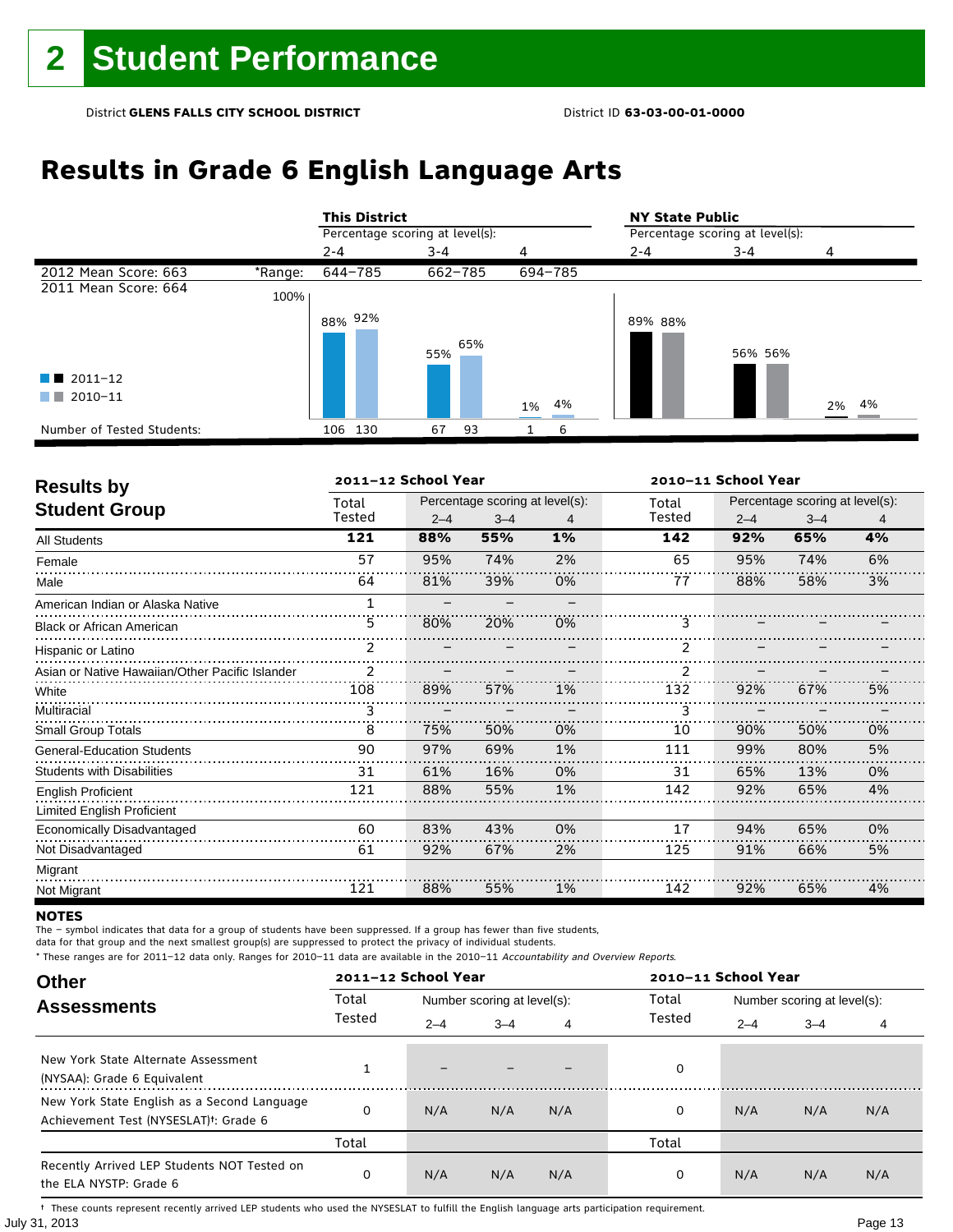# 2 Student Performance

District **GLENS FALLS CITY SCHOOL DISTRICT**

District ID **63-03-00-01-0000**

# Results in Grade 6 English Language Arts

**This District**

Percentage scoring at level(s):

2-4 3-4 4

**NY State Public**

Percentage scoring at level(s):

2-4 3-4 4

2012 Mean Score: 663 *Range: 644–785 662–785 694–785

2011 Mean Score: 664

100%

88% 92%

55% 65%

1% 4%

89% 88%

56% 56%

2% 4%

2011–12

2010–11

Number of Tested Students: 106 130 67 93 1 6

## Results by Student Group

| Results by Student Group | 2011–12 School Year | | | | 2010–11 School Year | | | |
|---|---|---|---|---|---|---|---|---|
| | Total Tested | Percentage scoring at level(s): 2–4 | 3–4 | 4 | Total Tested | Percentage scoring at level(s): 2–4 | 3–4 | 4 |
| **All Students** | **121** | **88%** | **55%** | **1%** | **142** | **92%** | **65%** | **4%** |
| Female | 57 | 95% | 74% | 2% | 65 | 95% | 74% | 6% |
| Male | 64 | 81% | 39% | 0% | 77 | 88% | 58% | 3% |
| American Indian or Alaska Native | 1 | – | – | – | | | | |
| Black or African American | 5 | 80% | 20% | 0% | 3 | – | – | – |
| Hispanic or Latino | 2 | – | – | – | 2 | – | – | – |
| Asian or Native Hawaiian/Other Pacific Islander | 2 | – | – | – | 2 | – | – | – |
| White | 108 | 89% | 57% | 1% | 132 | 92% | 67% | 5% |
| Multiracial | 3 | – | – | – | 3 | – | – | – |
| Small Group Totals | 8 | 75% | 50% | 0% | 10 | 90% | 50% | 0% |
| General-Education Students | 90 | 97% | 69% | 1% | 111 | 99% | 80% | 5% |
| Students with Disabilities | 31 | 61% | 16% | 0% | 31 | 65% | 13% | 0% |
| English Proficient | 121 | 88% | 55% | 1% | 142 | 92% | 65% | 4% |
| Limited English Proficient | | | | | | | | |
| Economically Disadvantaged | 60 | 83% | 43% | 0% | 17 | 94% | 65% | 0% |
| Not Disadvantaged | 61 | 92% | 67% | 2% | 125 | 91% | 66% | 5% |
| Migrant | | | | | | | | |
| Not Migrant | 121 | 88% | 55% | 1% | 142 | 92% | 65% | 4% |

**NOTES**

The – symbol indicates that data for a group of students have been suppressed. If a group has fewer than five students, data for that group and the next smallest group(s) are suppressed to protect the privacy of individual students.

* These ranges are for 2011–12 data only. Ranges for 2010–11 data are available in the 2010–11 *Accountability and Overview Reports*.

## Other Assessments

| Other Assessments | 2011–12 School Year | | | | 2010–11 School Year | | | |
|---|---|---|---|---|---|---|---|---|
| | Total Tested | Number scoring at level(s): 2–4 | 3–4 | 4 | Total Tested | Number scoring at level(s): 2–4 | 3–4 | 4 |
| New York State Alternate Assessment (NYSAA): Grade 6 Equivalent | 1 | – | – | – | 0 | | | |
| New York State English as a Second Language Achievement Test (NYSESLAT)†: Grade 6 | 0 | N/A | N/A | N/A | 0 | N/A | N/A | N/A |
| | Total | | | | Total | | | |
| Recently Arrived LEP Students NOT Tested on the ELA NYSTP: Grade 6 | 0 | N/A | N/A | N/A | 0 | N/A | N/A | N/A |

† These counts represent recently arrived LEP students who used the NYSESLAT to fulfill the English language arts participation requirement.

July 31, 2013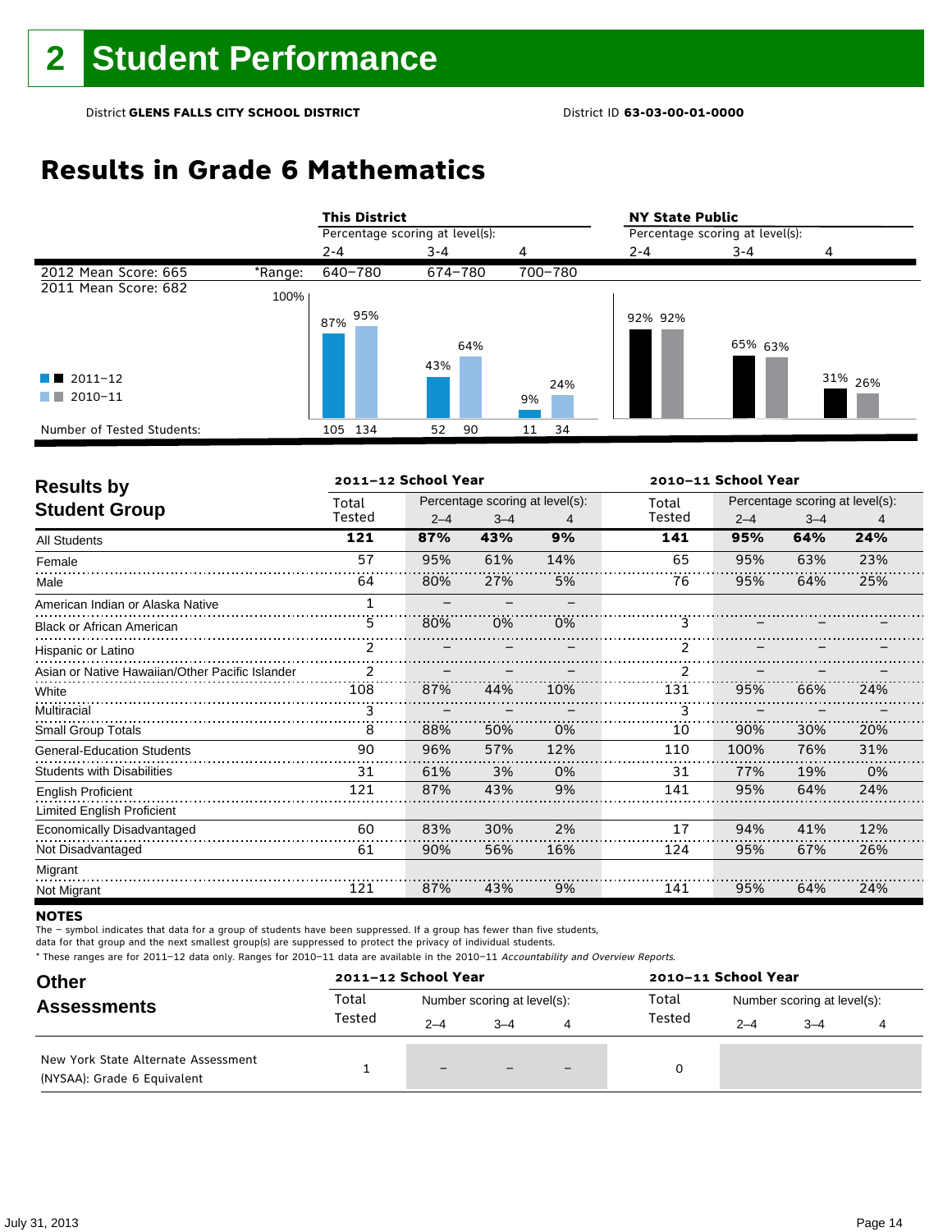# 2 Student Performance

District **GLENS FALLS CITY SCHOOL DISTRICT**    District ID **63-03-00-01-0000**

## Results in Grade 6 Mathematics

**This District**
Percentage scoring at level(s):
2-4    3-4    4

**NY State Public**
Percentage scoring at level(s):
2-4    3-4    4

2012 Mean Score: 665    *Range: 640–780    674–780    700–780
2011 Mean Score: 682

100%

2011–12
2010–11

87% 95%    43% 64%    9% 24%
92% 92%    65% 63%    31% 26%

Number of Tested Students: 105 134    52 90    11 34

| Results by Student Group | 2011–12 School Year | | | | 2010–11 School Year | | | |
|---|---|---|---|---|---|---|---|---|
| | Total Tested | Percentage scoring at level(s): | | | Total Tested | Percentage scoring at level(s): | | |
| | | 2–4 | 3–4 | 4 | | 2–4 | 3–4 | 4 |
| **All Students** | **121** | **87%** | **43%** | **9%** | **141** | **95%** | **64%** | **24%** |
| Female | 57 | 95% | 61% | 14% | 65 | 95% | 63% | 23% |
| Male | 64 | 80% | 27% | 5% | 76 | 95% | 64% | 25% |
| American Indian or Alaska Native | 1 | – | – | – | | | | |
| Black or African American | 5 | 80% | 0% | 0% | 3 | – | – | – |
| Hispanic or Latino | 2 | – | – | – | 2 | – | – | – |
| Asian or Native Hawaiian/Other Pacific Islander | 2 | – | – | – | 2 | – | – | – |
| White | 108 | 87% | 44% | 10% | 131 | 95% | 66% | 24% |
| Multiracial | 3 | – | – | – | 3 | – | – | – |
| Small Group Totals | 8 | 88% | 50% | 0% | 10 | 90% | 30% | 20% |
| General-Education Students | 90 | 96% | 57% | 12% | 110 | 100% | 76% | 31% |
| Students with Disabilities | 31 | 61% | 3% | 0% | 31 | 77% | 19% | 0% |
| English Proficient | 121 | 87% | 43% | 9% | 141 | 95% | 64% | 24% |
| Limited English Proficient | | | | | | | | |
| Economically Disadvantaged | 60 | 83% | 30% | 2% | 17 | 94% | 41% | 12% |
| Not Disadvantaged | 61 | 90% | 56% | 16% | 124 | 95% | 67% | 26% |
| Migrant | | | | | | | | |
| Not Migrant | 121 | 87% | 43% | 9% | 141 | 95% | 64% | 24% |

**NOTES**

The – symbol indicates that data for a group of students have been suppressed. If a group has fewer than five students, data for that group and the next smallest group(s) are suppressed to protect the privacy of individual students.

* These ranges are for 2011–12 data only. Ranges for 2010–11 data are available in the 2010–11 *Accountability and Overview Reports.*

| Other Assessments | 2011–12 School Year | | | | 2010–11 School Year | | | |
|---|---|---|---|---|---|---|---|---|
| | Total Tested | Number scoring at level(s): | | | Total Tested | Number scoring at level(s): | | |
| | | 2–4 | 3–4 | 4 | | 2–4 | 3–4 | 4 |
| New York State Alternate Assessment (NYSAA): Grade 6 Equivalent | 1 | – | – | – | 0 | | | |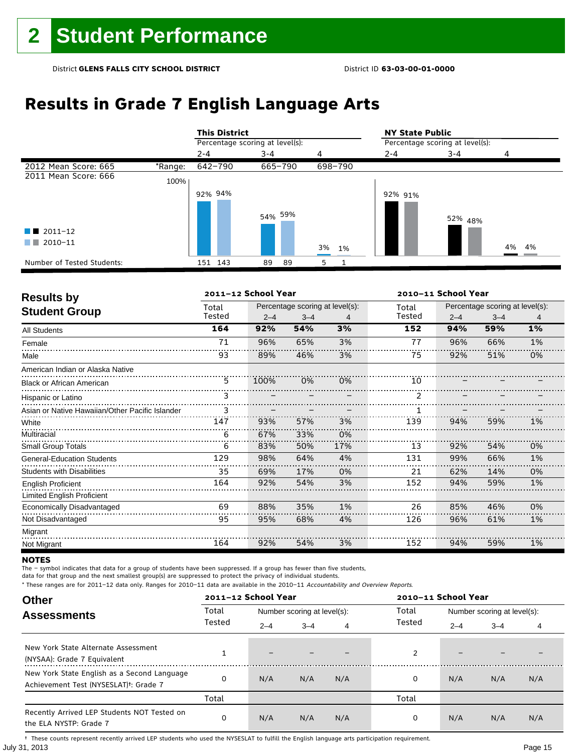# 2 Student Performance

District **GLENS FALLS CITY SCHOOL DISTRICT** District ID **63-03-00-01-0000**

## Results in Grade 7 English Language Arts

| | | This District | | | NY State Public | | |
|---|---|---|---|---|---|---|---|
| | | Percentage scoring at level(s): | | | Percentage scoring at level(s): | | |
| | | 2-4 | 3-4 | 4 | 2-4 | 3-4 | 4 |
| 2012 Mean Score: 665 | *Range: | 642–790 | 665–790 | 698–790 | | | |

2011 Mean Score: 666

100%

2011–12
2010–11

This District: 92% 94% | 54% 59% | 3% 1%

NY State Public: 92% 91% | 52% 48% | 4% 4%

Number of Tested Students: 151 143 | 89 89 | 5 1

### Results by Student Group

| | 2011–12 School Year | | | | 2010–11 School Year | | | |
|---|---|---|---|---|---|---|---|---|
| | Total Tested | Percentage scoring at level(s): | | | Total Tested | Percentage scoring at level(s): | | |
| | | 2–4 | 3–4 | 4 | | 2–4 | 3–4 | 4 |
| **All Students** | **164** | **92%** | **54%** | **3%** | **152** | **94%** | **59%** | **1%** |
| Female | 71 | 96% | 65% | 3% | 77 | 96% | 66% | 1% |
| Male | 93 | 89% | 46% | 3% | 75 | 92% | 51% | 0% |
| American Indian or Alaska Native | | | | | | | | |
| Black or African American | 5 | 100% | 0% | 0% | 10 | – | – | – |
| Hispanic or Latino | 3 | – | – | – | 2 | – | – | – |
| Asian or Native Hawaiian/Other Pacific Islander | 3 | – | – | – | 1 | – | – | – |
| White | 147 | 93% | 57% | 3% | 139 | 94% | 59% | 1% |
| Multiracial | 6 | 67% | 33% | 0% | | | | |
| Small Group Totals | 6 | 83% | 50% | 17% | 13 | 92% | 54% | 0% |
| General-Education Students | 129 | 98% | 64% | 4% | 131 | 99% | 66% | 1% |
| Students with Disabilities | 35 | 69% | 17% | 0% | 21 | 62% | 14% | 0% |
| English Proficient | 164 | 92% | 54% | 3% | 152 | 94% | 59% | 1% |
| Limited English Proficient | | | | | | | | |
| Economically Disadvantaged | 69 | 88% | 35% | 1% | 26 | 85% | 46% | 0% |
| Not Disadvantaged | 95 | 95% | 68% | 4% | 126 | 96% | 61% | 1% |
| Migrant | | | | | | | | |
| Not Migrant | 164 | 92% | 54% | 3% | 152 | 94% | 59% | 1% |

**NOTES**

The – symbol indicates that data for a group of students have been suppressed. If a group has fewer than five students, data for that group and the next smallest group(s) are suppressed to protect the privacy of individual students.

* These ranges are for 2011–12 data only. Ranges for 2010–11 data are available in the 2010–11 *Accountability and Overview Reports*.

### Other Assessments

| | 2011–12 School Year | | | | 2010–11 School Year | | | |
|---|---|---|---|---|---|---|---|---|
| | Total Tested | Number scoring at level(s): | | | Total Tested | Number scoring at level(s): | | |
| | | 2–4 | 3–4 | 4 | | 2–4 | 3–4 | 4 |
| New York State Alternate Assessment (NYSAA): Grade 7 Equivalent | 1 | – | – | – | 2 | – | – | – |
| New York State English as a Second Language Achievement Test (NYSESLAT)†: Grade 7 | 0 | N/A | N/A | N/A | 0 | N/A | N/A | N/A |
| | Total | | | | Total | | | |
| Recently Arrived LEP Students NOT Tested on the ELA NYSTP: Grade 7 | 0 | N/A | N/A | N/A | 0 | N/A | N/A | N/A |

† These counts represent recently arrived LEP students who used the NYSESLAT to fulfill the English language arts participation requirement.

July 31, 2013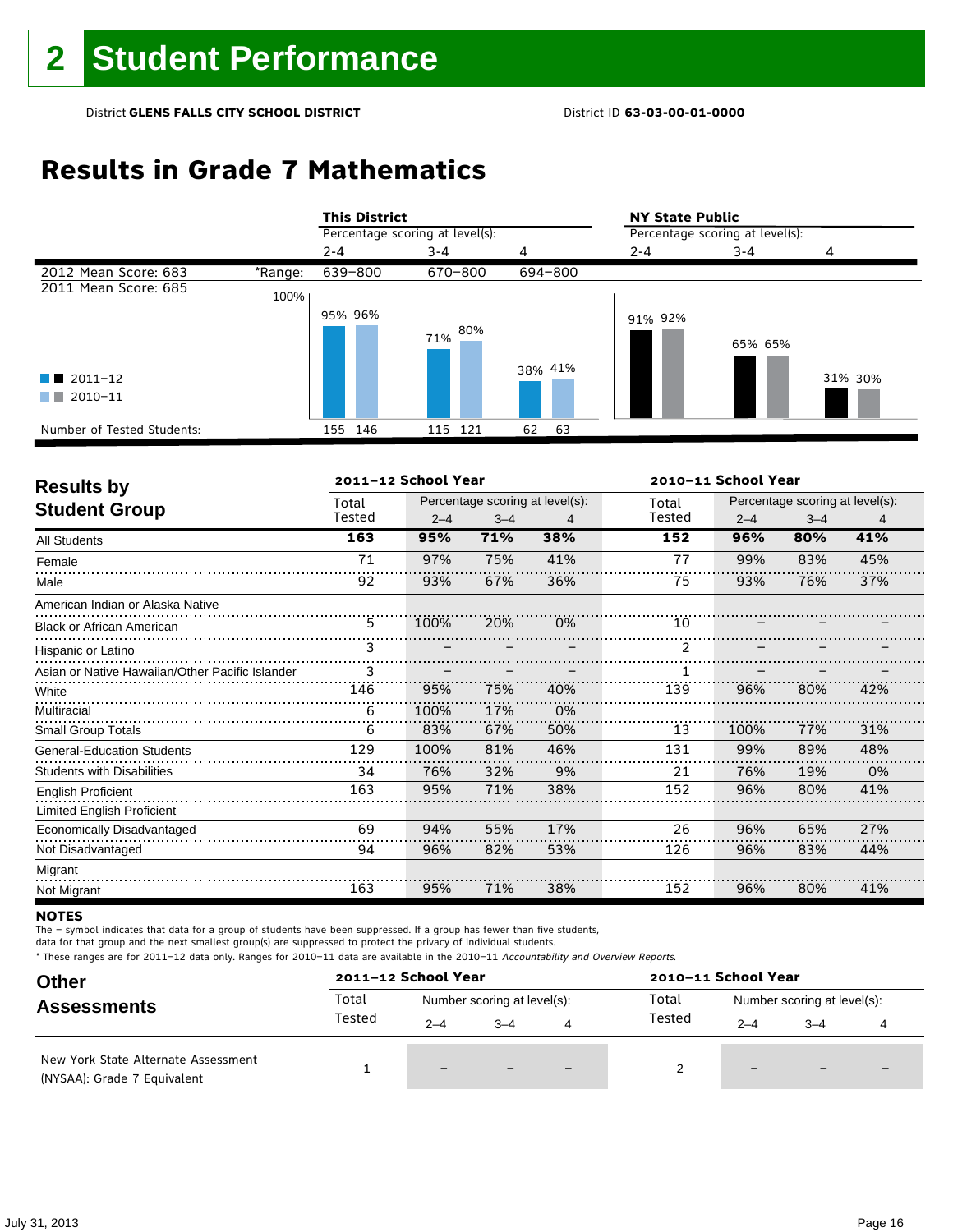# 2 Student Performance

District **GLENS FALLS CITY SCHOOL DISTRICT** District ID **63-03-00-01-0000**

## Results in Grade 7 Mathematics

| | | This District | | | NY State Public | | |
|---|---|---|---|---|---|---|---|
| | | Percentage scoring at level(s): | | | Percentage scoring at level(s): | | |
| | | 2-4 | 3-4 | 4 | 2-4 | 3-4 | 4 |
| 2012 Mean Score: 683 | *Range: | 639–800 | 670–800 | 694–800 | | | |
| 2011 Mean Score: 685 | | | | | | | |

100%

95% 96%
71% 80%
38% 41%
91% 92%
65% 65%
31% 30%

2011–12
2010–11

Number of Tested Students: 155 146 115 121 62 63

## Results by Student Group

| | 2011–12 School Year | | | | 2010–11 School Year | | | |
|---|---|---|---|---|---|---|---|---|
| | Total Tested | Percentage scoring at level(s): | | | Total Tested | Percentage scoring at level(s): | | |
| | | 2–4 | 3–4 | 4 | | 2–4 | 3–4 | 4 |
| **All Students** | **163** | **95%** | **71%** | **38%** | **152** | **96%** | **80%** | **41%** |
| Female | 71 | 97% | 75% | 41% | 77 | 99% | 83% | 45% |
| Male | 92 | 93% | 67% | 36% | 75 | 93% | 76% | 37% |
| American Indian or Alaska Native | | | | | | | | |
| Black or African American | 5 | 100% | 20% | 0% | 10 | – | – | – |
| Hispanic or Latino | 3 | – | – | – | 2 | – | – | – |
| Asian or Native Hawaiian/Other Pacific Islander | 3 | – | – | – | 1 | – | – | – |
| White | 146 | 95% | 75% | 40% | 139 | 96% | 80% | 42% |
| Multiracial | 6 | 100% | 17% | 0% | | | | |
| Small Group Totals | 6 | 83% | 67% | 50% | 13 | 100% | 77% | 31% |
| General-Education Students | 129 | 100% | 81% | 46% | 131 | 99% | 89% | 48% |
| Students with Disabilities | 34 | 76% | 32% | 9% | 21 | 76% | 19% | 0% |
| English Proficient | 163 | 95% | 71% | 38% | 152 | 96% | 80% | 41% |
| Limited English Proficient | | | | | | | | |
| Economically Disadvantaged | 69 | 94% | 55% | 17% | 26 | 96% | 65% | 27% |
| Not Disadvantaged | 94 | 96% | 82% | 53% | 126 | 96% | 83% | 44% |
| Migrant | | | | | | | | |
| Not Migrant | 163 | 95% | 71% | 38% | 152 | 96% | 80% | 41% |

**NOTES**

The – symbol indicates that data for a group of students have been suppressed. If a group has fewer than five students, data for that group and the next smallest group(s) are suppressed to protect the privacy of individual students.

* These ranges are for 2011–12 data only. Ranges for 2010–11 data are available in the 2010–11 *Accountability and Overview Reports*.

## Other Assessments

| | 2011–12 School Year | | | | 2010–11 School Year | | | |
|---|---|---|---|---|---|---|---|---|
| | Total Tested | Number scoring at level(s): | | | Total Tested | Number scoring at level(s): | | |
| | | 2–4 | 3–4 | 4 | | 2–4 | 3–4 | 4 |
| New York State Alternate Assessment (NYSAA): Grade 7 Equivalent | 1 | – | – | – | 2 | – | – | – |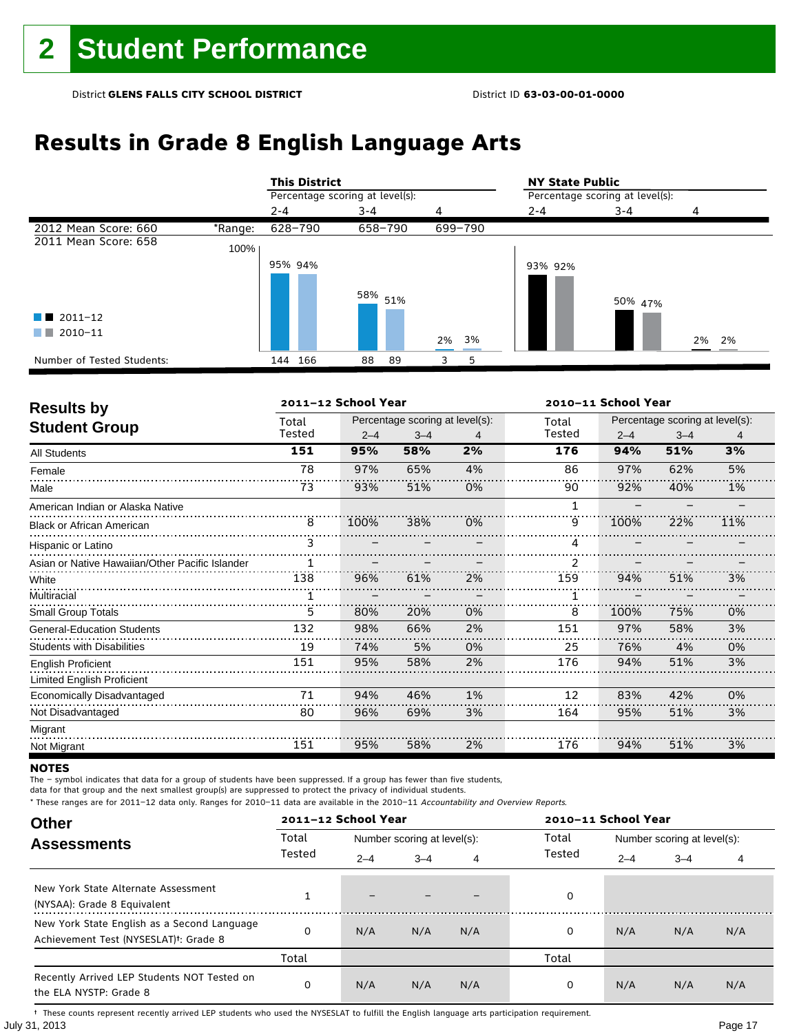# 2 Student Performance

District **GLENS FALLS CITY SCHOOL DISTRICT** District ID **63-03-00-01-0000**

## Results in Grade 8 English Language Arts

| | | This District | | | NY State Public | | |
|---|---|---|---|---|---|---|---|
| | | Percentage scoring at level(s): | | | Percentage scoring at level(s): | | |
| | | 2-4 | 3-4 | 4 | 2-4 | 3-4 | 4 |
| 2012 Mean Score: 660 | *Range: | 628–790 | 658–790 | 699–790 | | | |
| 2011 Mean Score: 658 | | | | | | | |
| 2011–12 | | 95% | 58% | 2% | 93% | 50% | 2% |
| 2010–11 | | 94% | 51% | 3% | 92% | 47% | 2% |
| Number of Tested Students: 2011–12 | | 144 | 88 | 3 | | | |
| Number of Tested Students: 2010–11 | | 166 | 89 | 5 | | | |

## Results by Student Group

| | 2011–12 School Year | | | | 2010–11 School Year | | | |
|---|---|---|---|---|---|---|---|---|
| | Total Tested | Percentage scoring at level(s): | | | Total Tested | Percentage scoring at level(s): | | |
| | | 2–4 | 3–4 | 4 | | 2–4 | 3–4 | 4 |
| **All Students** | **151** | **95%** | **58%** | **2%** | **176** | **94%** | **51%** | **3%** |
| Female | 78 | 97% | 65% | 4% | 86 | 97% | 62% | 5% |
| Male | 73 | 93% | 51% | 0% | 90 | 92% | 40% | 1% |
| American Indian or Alaska Native | | | | | 1 | – | – | – |
| Black or African American | 8 | 100% | 38% | 0% | 9 | 100% | 22% | 11% |
| Hispanic or Latino | 3 | – | – | – | 4 | – | – | – |
| Asian or Native Hawaiian/Other Pacific Islander | 1 | – | – | – | 2 | – | – | – |
| White | 138 | 96% | 61% | 2% | 159 | 94% | 51% | 3% |
| Multiracial | 1 | – | – | – | 1 | – | – | – |
| Small Group Totals | 5 | 80% | 20% | 0% | 8 | 100% | 75% | 0% |
| General-Education Students | 132 | 98% | 66% | 2% | 151 | 97% | 58% | 3% |
| Students with Disabilities | 19 | 74% | 5% | 0% | 25 | 76% | 4% | 0% |
| English Proficient | 151 | 95% | 58% | 2% | 176 | 94% | 51% | 3% |
| Limited English Proficient | | | | | | | | |
| Economically Disadvantaged | 71 | 94% | 46% | 1% | 12 | 83% | 42% | 0% |
| Not Disadvantaged | 80 | 96% | 69% | 3% | 164 | 95% | 51% | 3% |
| Migrant | | | | | | | | |
| Not Migrant | 151 | 95% | 58% | 2% | 176 | 94% | 51% | 3% |

**NOTES**

The – symbol indicates that data for a group of students have been suppressed. If a group has fewer than five students, data for that group and the next smallest group(s) are suppressed to protect the privacy of individual students.

* These ranges are for 2011–12 data only. Ranges for 2010–11 data are available in the 2010–11 *Accountability and Overview Reports*.

## Other Assessments

| | 2011–12 School Year | | | | 2010–11 School Year | | | |
|---|---|---|---|---|---|---|---|---|
| | Total Tested | Number scoring at level(s): | | | Total Tested | Number scoring at level(s): | | |
| | | 2–4 | 3–4 | 4 | | 2–4 | 3–4 | 4 |
| New York State Alternate Assessment (NYSAA): Grade 8 Equivalent | 1 | – | – | – | 0 | | | |
| New York State English as a Second Language Achievement Test (NYSESLAT)†: Grade 8 | 0 | N/A | N/A | N/A | 0 | N/A | N/A | N/A |
| | Total | | | | Total | | | |
| Recently Arrived LEP Students NOT Tested on the ELA NYSTP: Grade 8 | 0 | N/A | N/A | N/A | 0 | N/A | N/A | N/A |

† These counts represent recently arrived LEP students who used the NYSESLAT to fulfill the English language arts participation requirement.

July 31, 2013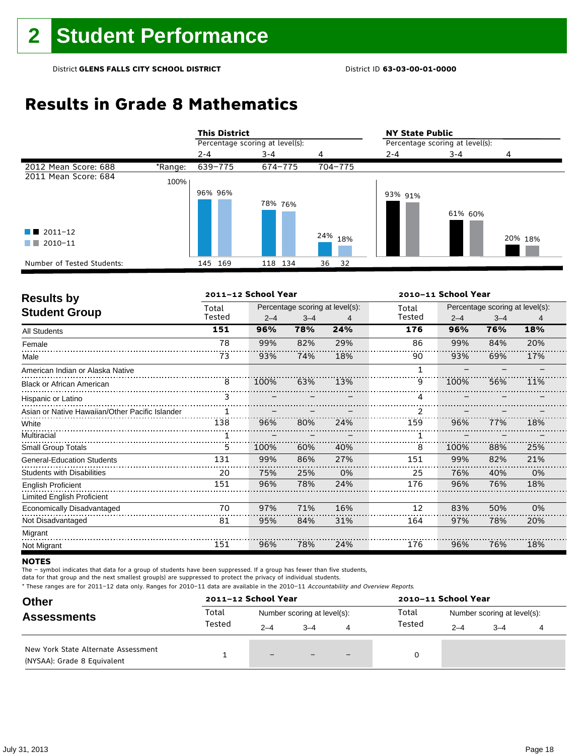# 2 Student Performance

District **GLENS FALLS CITY SCHOOL DISTRICT** District ID **63-03-00-01-0000**

## Results in Grade 8 Mathematics

**This District**
Percentage scoring at level(s):
2-4 3-4 4

**NY State Public**
Percentage scoring at level(s):
2-4 3-4 4

2012 Mean Score: 688 *Range: 639–775 674–775 704–775
2011 Mean Score: 684

100%

96% 96%
78% 76%
24% 18%

93% 91%
61% 60%
20% 18%

2011–12
2010–11

Number of Tested Students: 145 169 118 134 36 32

| Results by Student Group | 2011–12 School Year | | | | 2010–11 School Year | | | |
|---|---|---|---|---|---|---|---|---|
| | Total Tested | Percentage scoring at level(s): 2–4 | 3–4 | 4 | Total Tested | Percentage scoring at level(s): 2–4 | 3–4 | 4 |
| All Students | **151** | **96%** | **78%** | **24%** | **176** | **96%** | **76%** | **18%** |
| Female | 78 | 99% | 82% | 29% | 86 | 99% | 84% | 20% |
| Male | 73 | 93% | 74% | 18% | 90 | 93% | 69% | 17% |
| American Indian or Alaska Native | | | | | 1 | – | – | – |
| Black or African American | 8 | 100% | 63% | 13% | 9 | 100% | 56% | 11% |
| Hispanic or Latino | 3 | – | – | – | 4 | – | – | – |
| Asian or Native Hawaiian/Other Pacific Islander | 1 | – | – | – | 2 | – | – | – |
| White | 138 | 96% | 80% | 24% | 159 | 96% | 77% | 18% |
| Multiracial | 1 | – | – | – | 1 | – | – | – |
| Small Group Totals | 5 | 100% | 60% | 40% | 8 | 100% | 88% | 25% |
| General-Education Students | 131 | 99% | 86% | 27% | 151 | 99% | 82% | 21% |
| Students with Disabilities | 20 | 75% | 25% | 0% | 25 | 76% | 40% | 0% |
| English Proficient | 151 | 96% | 78% | 24% | 176 | 96% | 76% | 18% |
| Limited English Proficient | | | | | | | | |
| Economically Disadvantaged | 70 | 97% | 71% | 16% | 12 | 83% | 50% | 0% |
| Not Disadvantaged | 81 | 95% | 84% | 31% | 164 | 97% | 78% | 20% |
| Migrant | | | | | | | | |
| Not Migrant | 151 | 96% | 78% | 24% | 176 | 96% | 76% | 18% |

**NOTES**
The – symbol indicates that data for a group of students have been suppressed. If a group has fewer than five students, data for that group and the next smallest group(s) are suppressed to protect the privacy of individual students.
* These ranges are for 2011–12 data only. Ranges for 2010–11 data are available in the 2010–11 *Accountability and Overview Reports.*

| Other Assessments | 2011–12 School Year | | | | 2010–11 School Year | | | |
|---|---|---|---|---|---|---|---|---|
| | Total Tested | Number scoring at level(s): 2–4 | 3–4 | 4 | Total Tested | Number scoring at level(s): 2–4 | 3–4 | 4 |
| New York State Alternate Assessment (NYSAA): Grade 8 Equivalent | 1 | – | – | – | 0 | | | |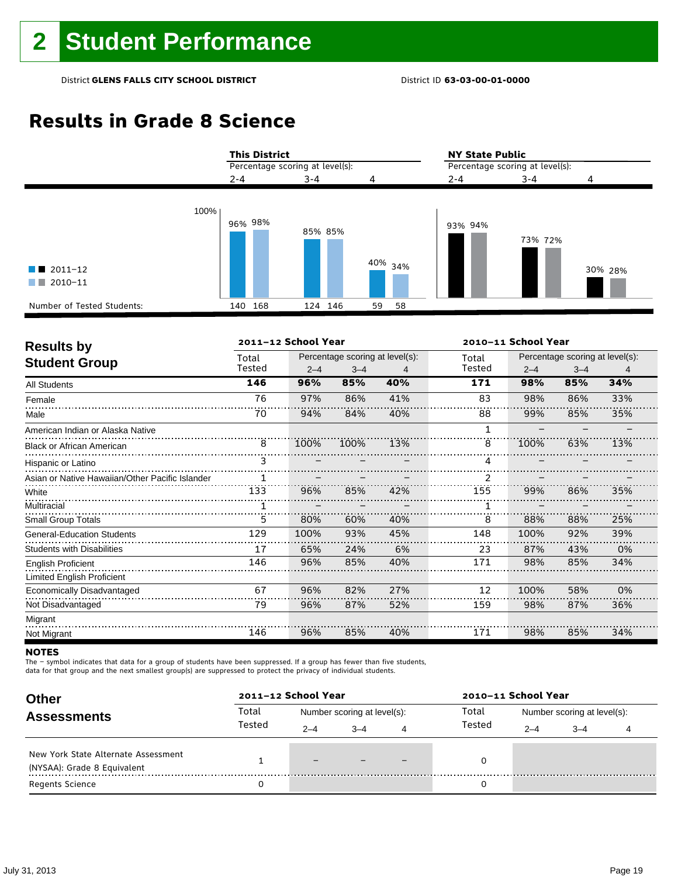# 2 Student Performance

District **GLENS FALLS CITY SCHOOL DISTRICT** District ID **63-03-00-01-0000**

## Results in Grade 8 Science

**This District**
Percentage scoring at level(s):
2-4 3-4 4

**NY State Public**
Percentage scoring at level(s):
2-4 3-4 4

100%

96% 98% 85% 85% 40% 34%

93% 94% 73% 72% 30% 28%

2011–12
2010–11

Number of Tested Students: 140 168 124 146 59 58

| Results by Student Group | 2011–12 School Year | | | | 2010–11 School Year | | | |
|---|---|---|---|---|---|---|---|---|
| | Total Tested | Percentage scoring at level(s): 2–4 | 3–4 | 4 | Total Tested | Percentage scoring at level(s): 2–4 | 3–4 | 4 |
| **All Students** | **146** | **96%** | **85%** | **40%** | **171** | **98%** | **85%** | **34%** |
| Female | 76 | 97% | 86% | 41% | 83 | 98% | 86% | 33% |
| Male | 70 | 94% | 84% | 40% | 88 | 99% | 85% | 35% |
| American Indian or Alaska Native | | | | | 1 | – | – | – |
| Black or African American | 8 | 100% | 100% | 13% | 8 | 100% | 63% | 13% |
| Hispanic or Latino | 3 | – | – | – | 4 | – | – | – |
| Asian or Native Hawaiian/Other Pacific Islander | 1 | – | – | – | 2 | – | – | – |
| White | 133 | 96% | 85% | 42% | 155 | 99% | 86% | 35% |
| Multiracial | 1 | – | – | – | 1 | – | – | – |
| Small Group Totals | 5 | 80% | 60% | 40% | 8 | 88% | 88% | 25% |
| General-Education Students | 129 | 100% | 93% | 45% | 148 | 100% | 92% | 39% |
| Students with Disabilities | 17 | 65% | 24% | 6% | 23 | 87% | 43% | 0% |
| English Proficient | 146 | 96% | 85% | 40% | 171 | 98% | 85% | 34% |
| Limited English Proficient | | | | | | | | |
| Economically Disadvantaged | 67 | 96% | 82% | 27% | 12 | 100% | 58% | 0% |
| Not Disadvantaged | 79 | 96% | 87% | 52% | 159 | 98% | 87% | 36% |
| Migrant | | | | | | | | |
| Not Migrant | 146 | 96% | 85% | 40% | 171 | 98% | 85% | 34% |

**NOTES**
The – symbol indicates that data for a group of students have been suppressed. If a group has fewer than five students, data for that group and the next smallest group(s) are suppressed to protect the privacy of individual students.

| Other Assessments | 2011–12 School Year | | | | 2010–11 School Year | | | |
|---|---|---|---|---|---|---|---|---|
| | Total Tested | Number scoring at level(s): 2–4 | 3–4 | 4 | Total Tested | Number scoring at level(s): 2–4 | 3–4 | 4 |
| New York State Alternate Assessment (NYSAA): Grade 8 Equivalent | 1 | – | – | – | 0 | | | |
| Regents Science | 0 | | | | 0 | | | |

July 31, 2013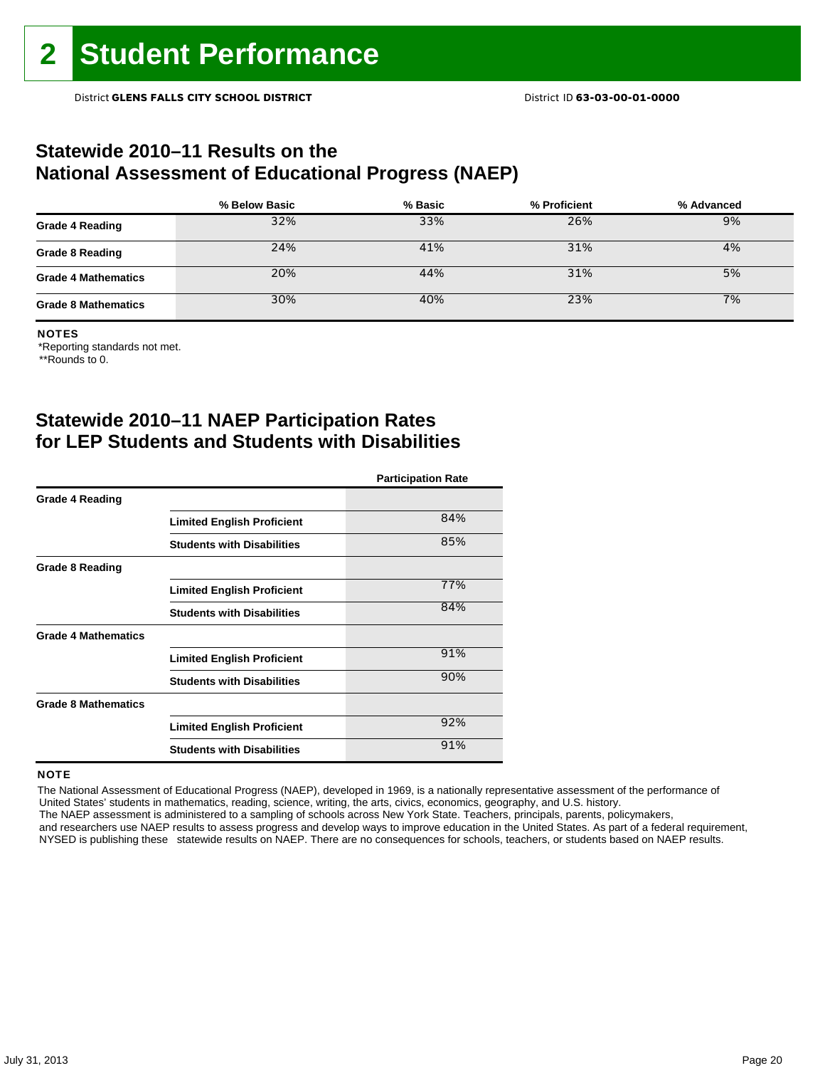# 2 Student Performance

District **GLENS FALLS CITY SCHOOL DISTRICT** District ID **63-03-00-01-0000**

## Statewide 2010–11 Results on the National Assessment of Educational Progress (NAEP)

| | % Below Basic | % Basic | % Proficient | % Advanced |
|---|---|---|---|---|
| **Grade 4 Reading** | 32% | 33% | 26% | 9% |
| **Grade 8 Reading** | 24% | 41% | 31% | 4% |
| **Grade 4 Mathematics** | 20% | 44% | 31% | 5% |
| **Grade 8 Mathematics** | 30% | 40% | 23% | 7% |

**NOTES**

*Reporting standards not met.

**Rounds to 0.

## Statewide 2010–11 NAEP Participation Rates for LEP Students and Students with Disabilities

| | | Participation Rate |
|---|---|---|
| **Grade 4 Reading** | | |
| | **Limited English Proficient** | 84% |
| | **Students with Disabilities** | 85% |
| **Grade 8 Reading** | | |
| | **Limited English Proficient** | 77% |
| | **Students with Disabilities** | 84% |
| **Grade 4 Mathematics** | | |
| | **Limited English Proficient** | 91% |
| | **Students with Disabilities** | 90% |
| **Grade 8 Mathematics** | | |
| | **Limited English Proficient** | 92% |
| | **Students with Disabilities** | 91% |

**NOTE**

The National Assessment of Educational Progress (NAEP), developed in 1969, is a nationally representative assessment of the performance of United States' students in mathematics, reading, science, writing, the arts, civics, economics, geography, and U.S. history. The NAEP assessment is administered to a sampling of schools across New York State. Teachers, principals, parents, policymakers, and researchers use NAEP results to assess progress and develop ways to improve education in the United States. As part of a federal requirement, NYSED is publishing these statewide results on NAEP. There are no consequences for schools, teachers, or students based on NAEP results.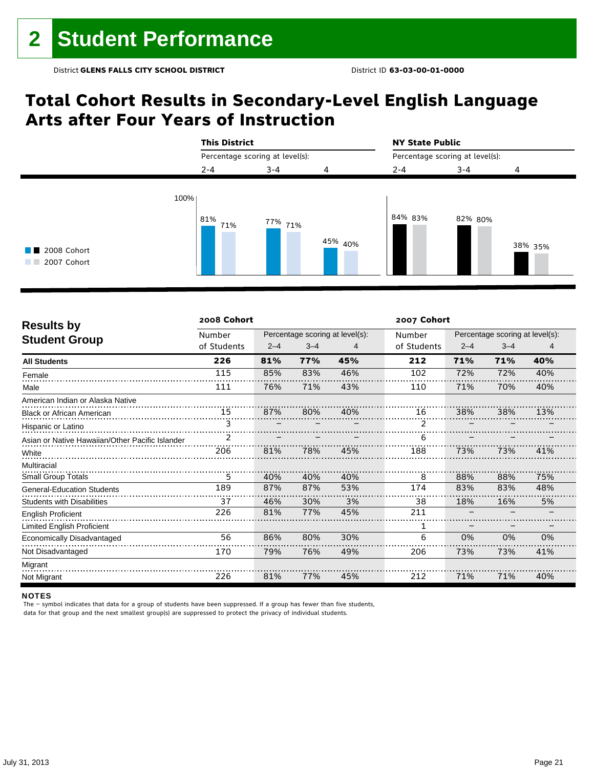# 2 Student Performance

District **GLENS FALLS CITY SCHOOL DISTRICT** District ID **63-03-00-01-0000**

## Total Cohort Results in Secondary-Level English Language Arts after Four Years of Instruction

**This District**
Percentage scoring at level(s):
2-4 3-4 4

**NY State Public**
Percentage scoring at level(s):
2-4 3-4 4

100%

81% 71% 77% 71% 45% 40%

84% 83% 82% 80% 38% 35%

2008 Cohort
2007 Cohort

| Results by Student Group | 2008 Cohort | | | | 2007 Cohort | | | |
|---|---|---|---|---|---|---|---|---|
| | Number of Students | Percentage scoring at level(s): 2–4 | 3–4 | 4 | Number of Students | Percentage scoring at level(s): 2–4 | 3–4 | 4 |
| **All Students** | **226** | **81%** | **77%** | **45%** | **212** | **71%** | **71%** | **40%** |
| Female | 115 | 85% | 83% | 46% | 102 | 72% | 72% | 40% |
| Male | 111 | 76% | 71% | 43% | 110 | 71% | 70% | 40% |
| American Indian or Alaska Native | | | | | | | | |
| Black or African American | 15 | 87% | 80% | 40% | 16 | 38% | 38% | 13% |
| Hispanic or Latino | 3 | – | – | – | 2 | – | – | – |
| Asian or Native Hawaiian/Other Pacific Islander | 2 | – | – | – | 6 | – | – | – |
| White | 206 | 81% | 78% | 45% | 188 | 73% | 73% | 41% |
| Multiracial | | | | | | | | |
| Small Group Totals | 5 | 40% | 40% | 40% | 8 | 88% | 88% | 75% |
| General-Education Students | 189 | 87% | 87% | 53% | 174 | 83% | 83% | 48% |
| Students with Disabilities | 37 | 46% | 30% | 3% | 38 | 18% | 16% | 5% |
| English Proficient | 226 | 81% | 77% | 45% | 211 | – | – | – |
| Limited English Proficient | | | | | 1 | – | – | – |
| Economically Disadvantaged | 56 | 86% | 80% | 30% | 6 | 0% | 0% | 0% |
| Not Disadvantaged | 170 | 79% | 76% | 49% | 206 | 73% | 73% | 41% |
| Migrant | | | | | | | | |
| Not Migrant | 226 | 81% | 77% | 45% | 212 | 71% | 71% | 40% |

**NOTES**

The – symbol indicates that data for a group of students have been suppressed. If a group has fewer than five students, data for that group and the next smallest group(s) are suppressed to protect the privacy of individual students.

July 31, 2013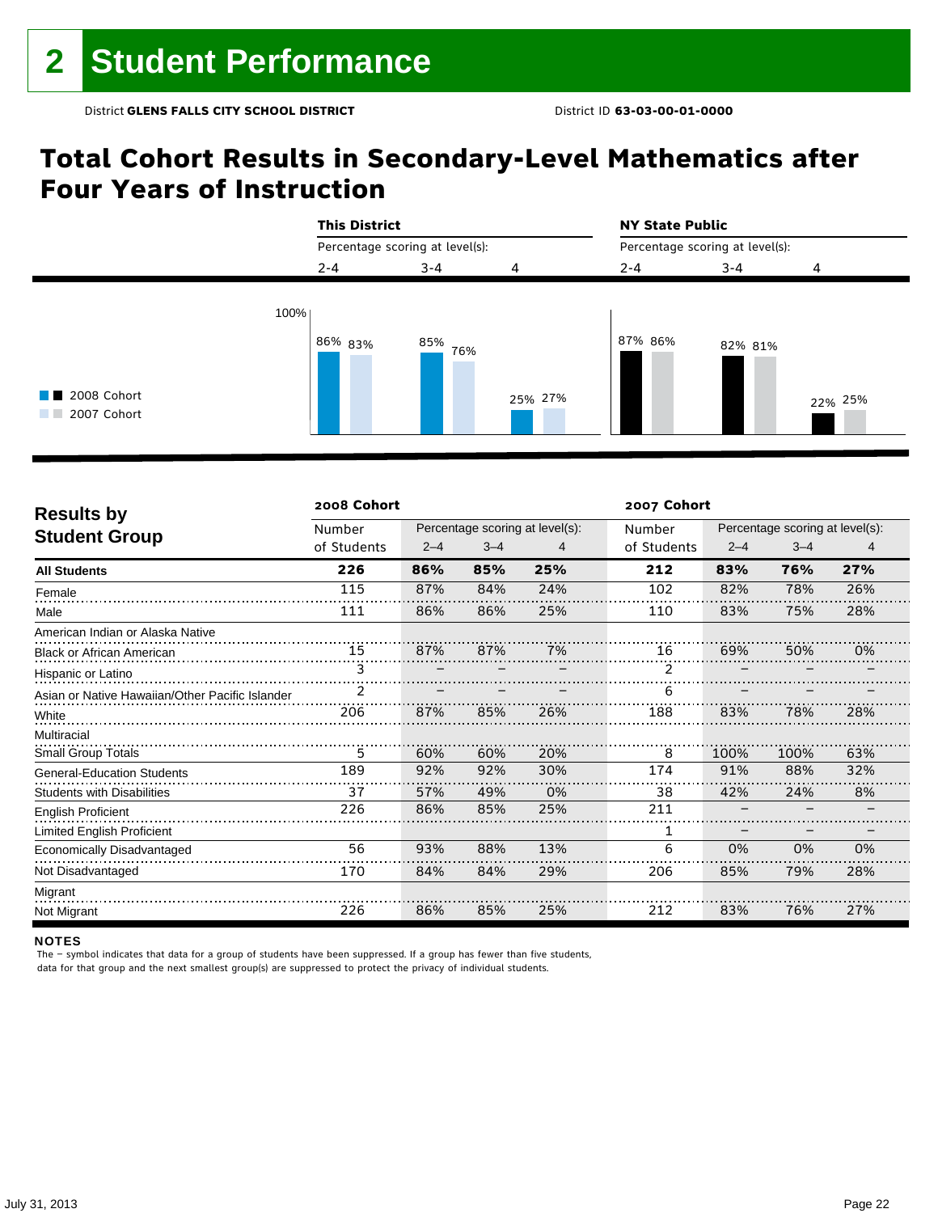# 2 Student Performance

District **GLENS FALLS CITY SCHOOL DISTRICT** District ID **63-03-00-01-0000**

## Total Cohort Results in Secondary-Level Mathematics after Four Years of Instruction

**This District**

Percentage scoring at level(s):

2-4 3-4 4

100%

86% 83% 85% 76% 25% 27%

**NY State Public**

Percentage scoring at level(s):

2-4 3-4 4

87% 86% 82% 81% 22% 25%

2008 Cohort

2007 Cohort

| Results by Student Group | 2008 Cohort | | | | 2007 Cohort | | | |
|---|---|---|---|---|---|---|---|---|
| | Number of Students | Percentage scoring at level(s): 2–4 | 3–4 | 4 | Number of Students | Percentage scoring at level(s): 2–4 | 3–4 | 4 |
| **All Students** | **226** | **86%** | **85%** | **25%** | **212** | **83%** | **76%** | **27%** |
| Female | 115 | 87% | 84% | 24% | 102 | 82% | 78% | 26% |
| Male | 111 | 86% | 86% | 25% | 110 | 83% | 75% | 28% |
| American Indian or Alaska Native | | | | | | | | |
| Black or African American | 15 | 87% | 87% | 7% | 16 | 69% | 50% | 0% |
| Hispanic or Latino | 3 | – | – | – | 2 | – | – | – |
| Asian or Native Hawaiian/Other Pacific Islander | 2 | – | – | – | 6 | – | – | – |
| White | 206 | 87% | 85% | 26% | 188 | 83% | 78% | 28% |
| Multiracial | | | | | | | | |
| Small Group Totals | 5 | 60% | 60% | 20% | 8 | 100% | 100% | 63% |
| General-Education Students | 189 | 92% | 92% | 30% | 174 | 91% | 88% | 32% |
| Students with Disabilities | 37 | 57% | 49% | 0% | 38 | 42% | 24% | 8% |
| English Proficient | 226 | 86% | 85% | 25% | 211 | – | – | – |
| Limited English Proficient | | | | | 1 | – | – | – |
| Economically Disadvantaged | 56 | 93% | 88% | 13% | 6 | 0% | 0% | 0% |
| Not Disadvantaged | 170 | 84% | 84% | 29% | 206 | 85% | 79% | 28% |
| Migrant | | | | | | | | |
| Not Migrant | 226 | 86% | 85% | 25% | 212 | 83% | 76% | 27% |

**NOTES**

The – symbol indicates that data for a group of students have been suppressed. If a group has fewer than five students, data for that group and the next smallest group(s) are suppressed to protect the privacy of individual students.

July 31, 2013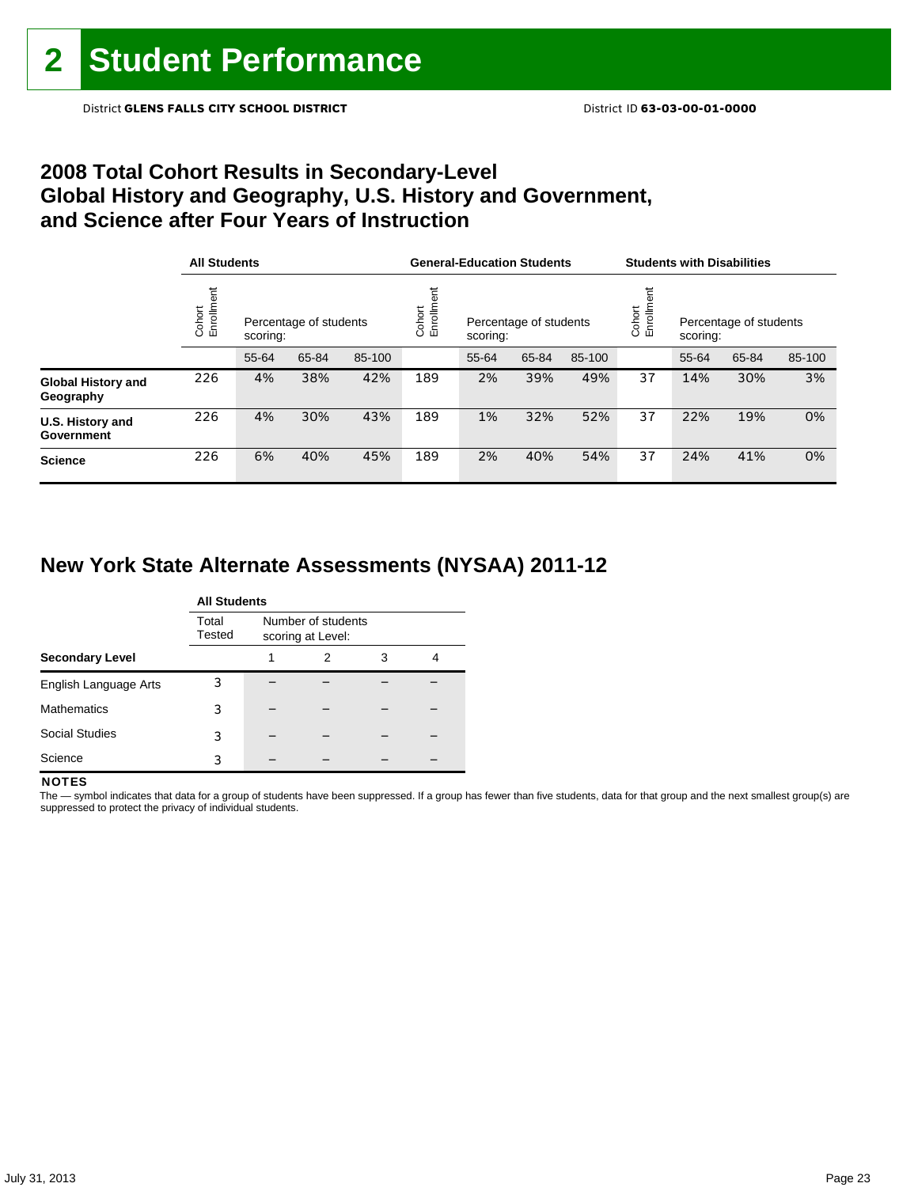# 2 Student Performance

District **GLENS FALLS CITY SCHOOL DISTRICT** District ID **63-03-00-01-0000**

## 2008 Total Cohort Results in Secondary-Level Global History and Geography, U.S. History and Government, and Science after Four Years of Instruction

| | All Students | | | | General-Education Students | | | | Students with Disabilities | | | |
|---|---|---|---|---|---|---|---|---|---|---|---|---|
| | Cohort Enrollment | Percentage of students scoring: | | | Cohort Enrollment | Percentage of students scoring: | | | Cohort Enrollment | Percentage of students scoring: | | |
| | | 55-64 | 65-84 | 85-100 | | 55-64 | 65-84 | 85-100 | | 55-64 | 65-84 | 85-100 |
| **Global History and Geography** | 226 | 4% | 38% | 42% | 189 | 2% | 39% | 49% | 37 | 14% | 30% | 3% |
| **U.S. History and Government** | 226 | 4% | 30% | 43% | 189 | 1% | 32% | 52% | 37 | 22% | 19% | 0% |
| **Science** | 226 | 6% | 40% | 45% | 189 | 2% | 40% | 54% | 37 | 24% | 41% | 0% |

## New York State Alternate Assessments (NYSAA) 2011-12

| | All Students | | | | |
|---|---|---|---|---|---|
| | Total Tested | Number of students scoring at Level: | | | |
| **Secondary Level** | | 1 | 2 | 3 | 4 |
| English Language Arts | 3 | – | – | – | – |
| Mathematics | 3 | – | – | – | – |
| Social Studies | 3 | – | – | – | – |
| Science | 3 | – | – | – | – |

**NOTES**

The — symbol indicates that data for a group of students have been suppressed. If a group has fewer than five students, data for that group and the next smallest group(s) are suppressed to protect the privacy of individual students.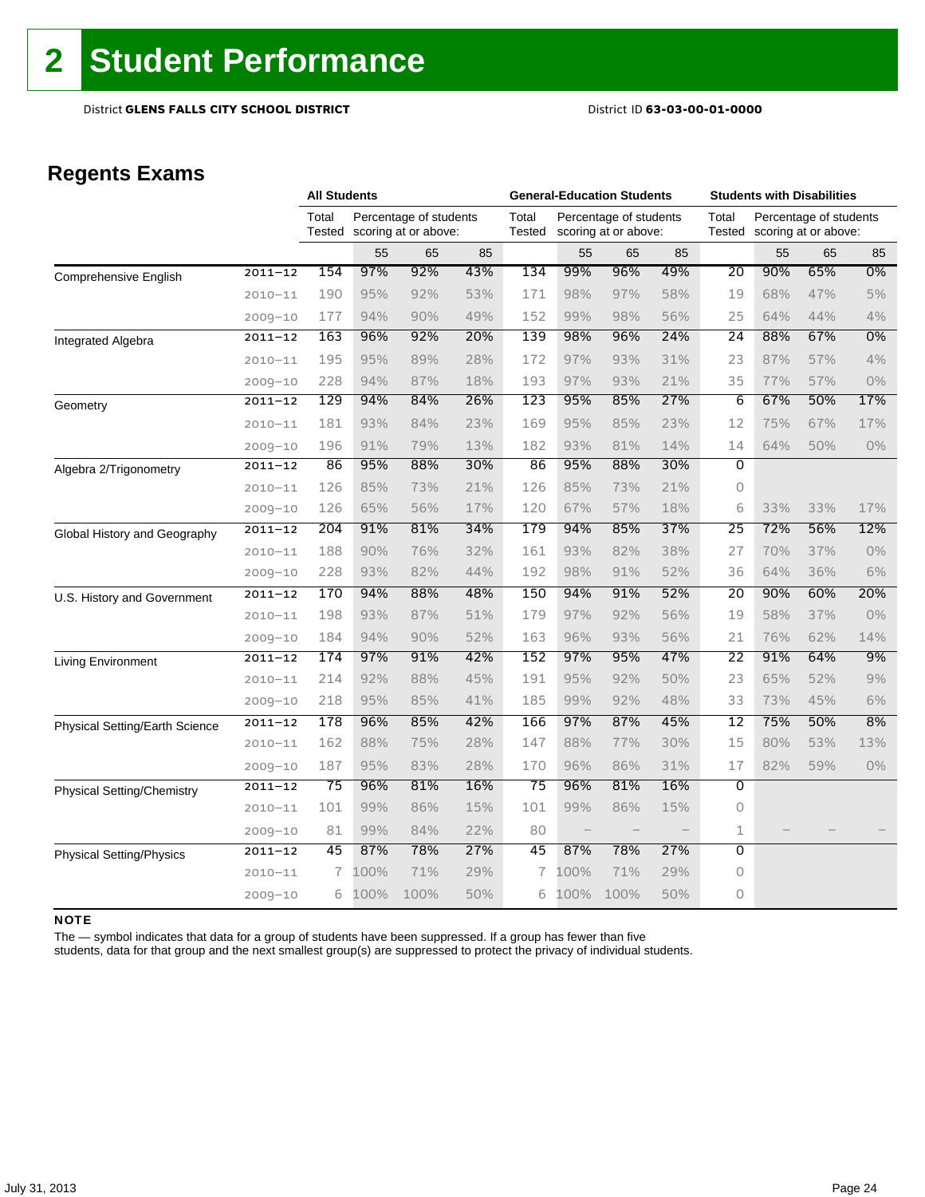# 2 Student Performance

District **GLENS FALLS CITY SCHOOL DISTRICT** District ID **63-03-00-01-0000**

## Regents Exams

| | | All Students | | | | General-Education Students | | | | Students with Disabilities | | | |
|---|---|---|---|---|---|---|---|---|---|---|---|---|---|
| | | Total Tested | Percentage of students scoring at or above: | | | Total Tested | Percentage of students scoring at or above: | | | Total Tested | Percentage of students scoring at or above: | | |
| | | | 55 | 65 | 85 | | 55 | 65 | 85 | | 55 | 65 | 85 |
| Comprehensive English | 2011–12 | 154 | 97% | 92% | 43% | 134 | 99% | 96% | 49% | 20 | 90% | 65% | 0% |
| | 2010–11 | 190 | 95% | 92% | 53% | 171 | 98% | 97% | 58% | 19 | 68% | 47% | 5% |
| | 2009–10 | 177 | 94% | 90% | 49% | 152 | 99% | 98% | 56% | 25 | 64% | 44% | 4% |
| Integrated Algebra | 2011–12 | 163 | 96% | 92% | 20% | 139 | 98% | 96% | 24% | 24 | 88% | 67% | 0% |
| | 2010–11 | 195 | 95% | 89% | 28% | 172 | 97% | 93% | 31% | 23 | 87% | 57% | 4% |
| | 2009–10 | 228 | 94% | 87% | 18% | 193 | 97% | 93% | 21% | 35 | 77% | 57% | 0% |
| Geometry | 2011–12 | 129 | 94% | 84% | 26% | 123 | 95% | 85% | 27% | 6 | 67% | 50% | 17% |
| | 2010–11 | 181 | 93% | 84% | 23% | 169 | 95% | 85% | 23% | 12 | 75% | 67% | 17% |
| | 2009–10 | 196 | 91% | 79% | 13% | 182 | 93% | 81% | 14% | 14 | 64% | 50% | 0% |
| Algebra 2/Trigonometry | 2011–12 | 86 | 95% | 88% | 30% | 86 | 95% | 88% | 30% | 0 | | | |
| | 2010–11 | 126 | 85% | 73% | 21% | 126 | 85% | 73% | 21% | 0 | | | |
| | 2009–10 | 126 | 65% | 56% | 17% | 120 | 67% | 57% | 18% | 6 | 33% | 33% | 17% |
| Global History and Geography | 2011–12 | 204 | 91% | 81% | 34% | 179 | 94% | 85% | 37% | 25 | 72% | 56% | 12% |
| | 2010–11 | 188 | 90% | 76% | 32% | 161 | 93% | 82% | 38% | 27 | 70% | 37% | 0% |
| | 2009–10 | 228 | 93% | 82% | 44% | 192 | 98% | 91% | 52% | 36 | 64% | 36% | 6% |
| U.S. History and Government | 2011–12 | 170 | 94% | 88% | 48% | 150 | 94% | 91% | 52% | 20 | 90% | 60% | 20% |
| | 2010–11 | 198 | 93% | 87% | 51% | 179 | 97% | 92% | 56% | 19 | 58% | 37% | 0% |
| | 2009–10 | 184 | 94% | 90% | 52% | 163 | 96% | 93% | 56% | 21 | 76% | 62% | 14% |
| Living Environment | 2011–12 | 174 | 97% | 91% | 42% | 152 | 97% | 95% | 47% | 22 | 91% | 64% | 9% |
| | 2010–11 | 214 | 92% | 88% | 45% | 191 | 95% | 92% | 50% | 23 | 65% | 52% | 9% |
| | 2009–10 | 218 | 95% | 85% | 41% | 185 | 99% | 92% | 48% | 33 | 73% | 45% | 6% |
| Physical Setting/Earth Science | 2011–12 | 178 | 96% | 85% | 42% | 166 | 97% | 87% | 45% | 12 | 75% | 50% | 8% |
| | 2010–11 | 162 | 88% | 75% | 28% | 147 | 88% | 77% | 30% | 15 | 80% | 53% | 13% |
| | 2009–10 | 187 | 95% | 83% | 28% | 170 | 96% | 86% | 31% | 17 | 82% | 59% | 0% |
| Physical Setting/Chemistry | 2011–12 | 75 | 96% | 81% | 16% | 75 | 96% | 81% | 16% | 0 | | | |
| | 2010–11 | 101 | 99% | 86% | 15% | 101 | 99% | 86% | 15% | 0 | | | |
| | 2009–10 | 81 | 99% | 84% | 22% | 80 | – | – | – | 1 | – | – | – |
| Physical Setting/Physics | 2011–12 | 45 | 87% | 78% | 27% | 45 | 87% | 78% | 27% | 0 | | | |
| | 2010–11 | 7 | 100% | 71% | 29% | 7 | 100% | 71% | 29% | 0 | | | |
| | 2009–10 | 6 | 100% | 100% | 50% | 6 | 100% | 100% | 50% | 0 | | | |

**NOTE**

The — symbol indicates that data for a group of students have been suppressed. If a group has fewer than five students, data for that group and the next smallest group(s) are suppressed to protect the privacy of individual students.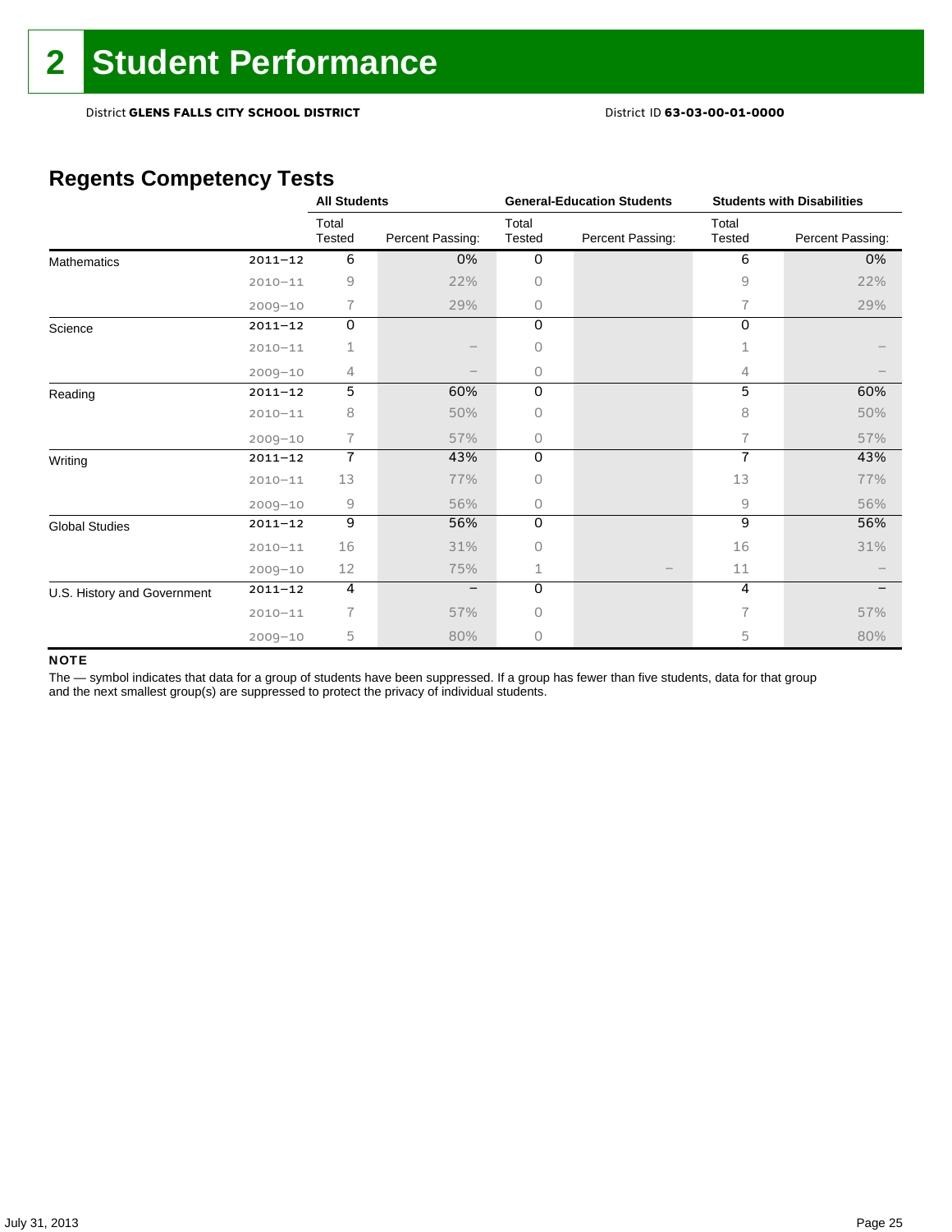# 2 Student Performance

District **GLENS FALLS CITY SCHOOL DISTRICT** District ID **63-03-00-01-0000**

## Regents Competency Tests

| | | All Students | | General-Education Students | | Students with Disabilities | |
|---|---|---|---|---|---|---|---|
| | | Total Tested | Percent Passing: | Total Tested | Percent Passing: | Total Tested | Percent Passing: |
| Mathematics | 2011–12 | 6 | 0% | 0 | | 6 | 0% |
| | 2010–11 | 9 | 22% | 0 | | 9 | 22% |
| | 2009–10 | 7 | 29% | 0 | | 7 | 29% |
| Science | 2011–12 | 0 | | 0 | | 0 | |
| | 2010–11 | 1 | – | 0 | | 1 | – |
| | 2009–10 | 4 | – | 0 | | 4 | – |
| Reading | 2011–12 | 5 | 60% | 0 | | 5 | 60% |
| | 2010–11 | 8 | 50% | 0 | | 8 | 50% |
| | 2009–10 | 7 | 57% | 0 | | 7 | 57% |
| Writing | 2011–12 | 7 | 43% | 0 | | 7 | 43% |
| | 2010–11 | 13 | 77% | 0 | | 13 | 77% |
| | 2009–10 | 9 | 56% | 0 | | 9 | 56% |
| Global Studies | 2011–12 | 9 | 56% | 0 | | 9 | 56% |
| | 2010–11 | 16 | 31% | 0 | | 16 | 31% |
| | 2009–10 | 12 | 75% | 1 | – | 11 | – |
| U.S. History and Government | 2011–12 | 4 | – | 0 | | 4 | – |
| | 2010–11 | 7 | 57% | 0 | | 7 | 57% |
| | 2009–10 | 5 | 80% | 0 | | 5 | 80% |

**NOTE**

The — symbol indicates that data for a group of students have been suppressed. If a group has fewer than five students, data for that group and the next smallest group(s) are suppressed to protect the privacy of individual students.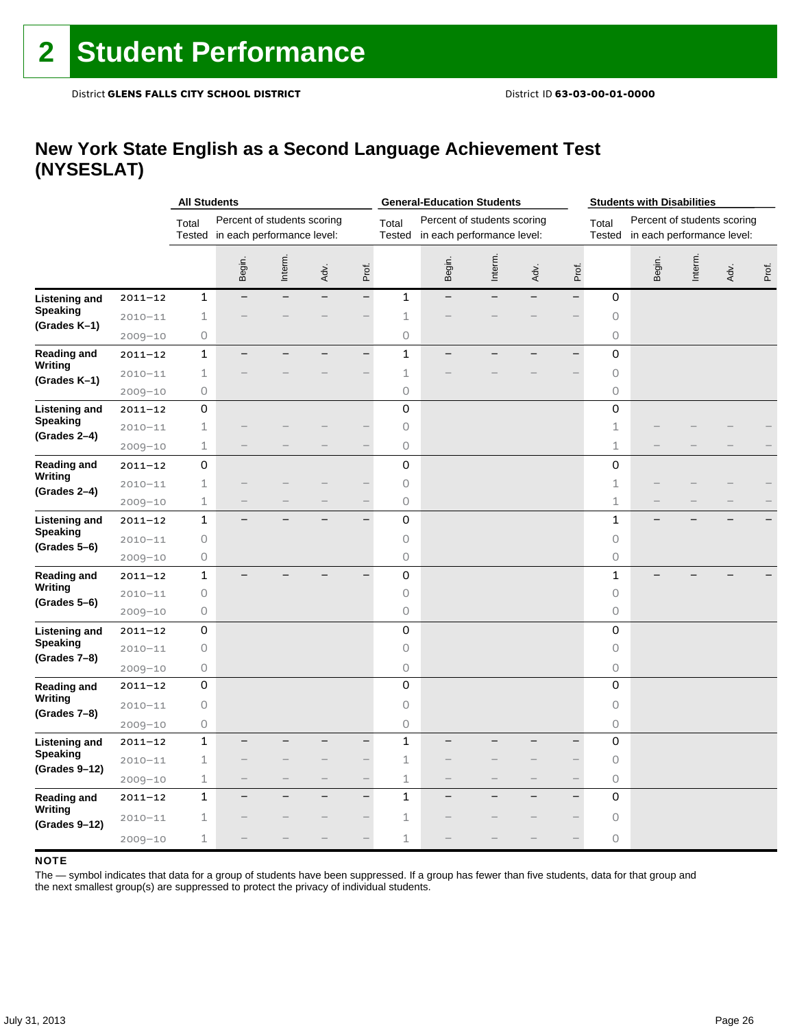## 2 Student Performance

District **GLENS FALLS CITY SCHOOL DISTRICT** District ID **63-03-00-01-0000**

# New York State English as a Second Language Achievement Test (NYSESLAT)

| | | All Students | | | | | General-Education Students | | | | | Students with Disabilities | | | | |
|---|---|---|---|---|---|---|---|---|---|---|---|---|---|---|---|---|
| | | Total Tested | Percent of students scoring in each performance level: | | | | Total Tested | Percent of students scoring in each performance level: | | | | Total Tested | Percent of students scoring in each performance level: | | | |
| | | | Begin. | Interm. | Adv. | Prof. | | Begin. | Interm. | Adv. | Prof. | | Begin. | Interm. | Adv. | Prof. |
| **Listening and Speaking (Grades K–1)** | 2011–12 | 1 | – | – | – | – | 1 | – | – | – | – | 0 | | | | |
| | 2010–11 | 1 | – | – | – | – | 1 | – | – | – | – | 0 | | | | |
| | 2009–10 | 0 | | | | | 0 | | | | | 0 | | | | |
| **Reading and Writing (Grades K–1)** | 2011–12 | 1 | – | – | – | – | 1 | – | – | – | – | 0 | | | | |
| | 2010–11 | 1 | – | – | – | – | 1 | – | – | – | – | 0 | | | | |
| | 2009–10 | 0 | | | | | 0 | | | | | 0 | | | | |
| **Listening and Speaking (Grades 2–4)** | 2011–12 | 0 | | | | | 0 | | | | | 0 | | | | |
| | 2010–11 | 1 | – | – | – | – | 0 | | | | | 1 | – | – | – | – |
| | 2009–10 | 1 | – | – | – | – | 0 | | | | | 1 | – | – | – | – |
| **Reading and Writing (Grades 2–4)** | 2011–12 | 0 | | | | | 0 | | | | | 0 | | | | |
| | 2010–11 | 1 | – | – | – | – | 0 | | | | | 1 | – | – | – | – |
| | 2009–10 | 1 | – | – | – | – | 0 | | | | | 1 | – | – | – | – |
| **Listening and Speaking (Grades 5–6)** | 2011–12 | 1 | – | – | – | – | 0 | | | | | 1 | – | – | – | – |
| | 2010–11 | 0 | | | | | 0 | | | | | 0 | | | | |
| | 2009–10 | 0 | | | | | 0 | | | | | 0 | | | | |
| **Reading and Writing (Grades 5–6)** | 2011–12 | 1 | – | – | – | – | 0 | | | | | 1 | – | – | – | – |
| | 2010–11 | 0 | | | | | 0 | | | | | 0 | | | | |
| | 2009–10 | 0 | | | | | 0 | | | | | 0 | | | | |
| **Listening and Speaking (Grades 7–8)** | 2011–12 | 0 | | | | | 0 | | | | | 0 | | | | |
| | 2010–11 | 0 | | | | | 0 | | | | | 0 | | | | |
| | 2009–10 | 0 | | | | | 0 | | | | | 0 | | | | |
| **Reading and Writing (Grades 7–8)** | 2011–12 | 0 | | | | | 0 | | | | | 0 | | | | |
| | 2010–11 | 0 | | | | | 0 | | | | | 0 | | | | |
| | 2009–10 | 0 | | | | | 0 | | | | | 0 | | | | |
| **Listening and Speaking (Grades 9–12)** | 2011–12 | 1 | – | – | – | – | 1 | – | – | – | – | 0 | | | | |
| | 2010–11 | 1 | – | – | – | – | 1 | – | – | – | – | 0 | | | | |
| | 2009–10 | 1 | – | – | – | – | 1 | – | – | – | – | 0 | | | | |
| **Reading and Writing (Grades 9–12)** | 2011–12 | 1 | – | – | – | – | 1 | – | – | – | – | 0 | | | | |
| | 2010–11 | 1 | – | – | – | – | 1 | – | – | – | – | 0 | | | | |
| | 2009–10 | 1 | – | – | – | – | 1 | – | – | – | – | 0 | | | | |

**NOTE**

The — symbol indicates that data for a group of students have been suppressed. If a group has fewer than five students, data for that group and the next smallest group(s) are suppressed to protect the privacy of individual students.

July 31, 2013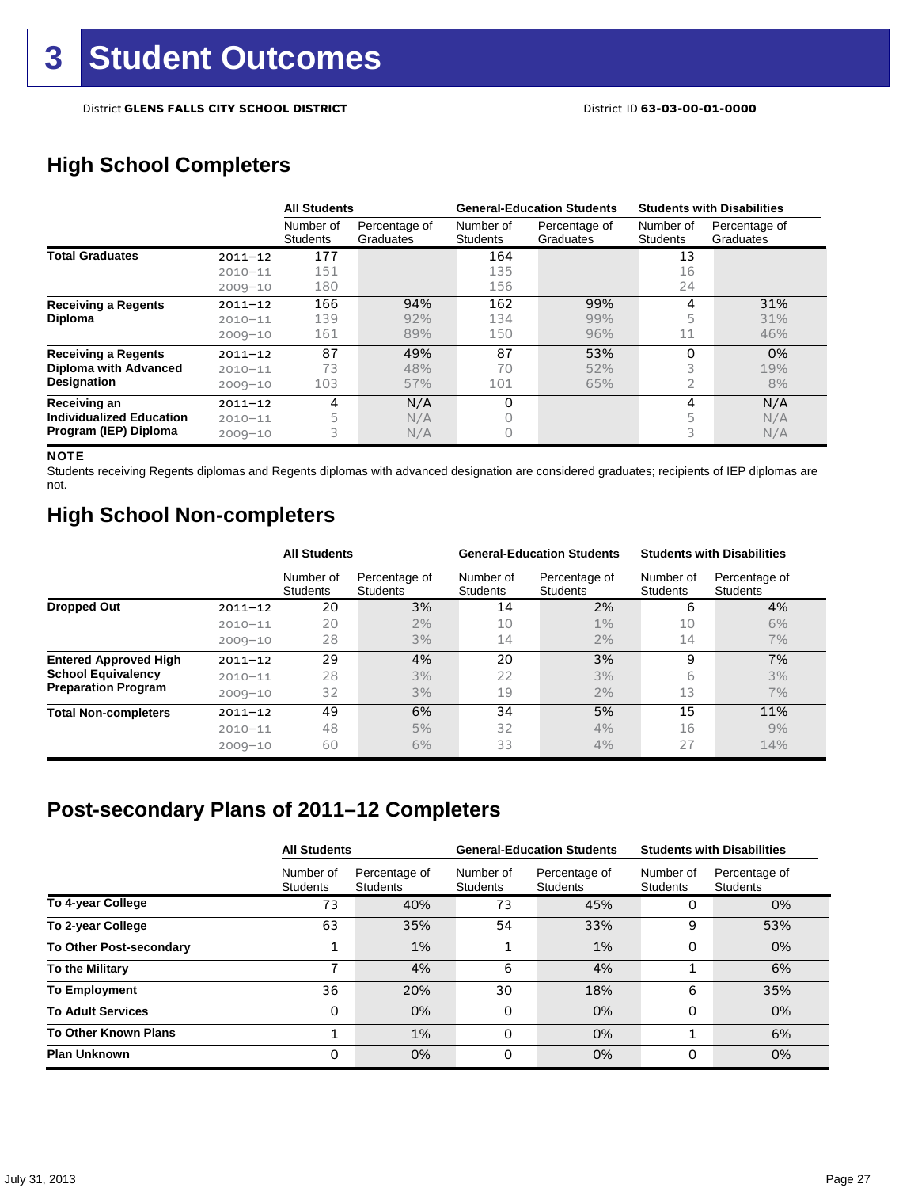# 3 Student Outcomes

District **GLENS FALLS CITY SCHOOL DISTRICT** District ID **63-03-00-01-0000**

## High School Completers

| | | All Students | | General-Education Students | | Students with Disabilities | |
|---|---|---|---|---|---|---|---|
| | | Number of Students | Percentage of Graduates | Number of Students | Percentage of Graduates | Number of Students | Percentage of Graduates |
| **Total Graduates** | 2011–12 | 177 | | 164 | | 13 | |
| | 2010–11 | 151 | | 135 | | 16 | |
| | 2009–10 | 180 | | 156 | | 24 | |
| **Receiving a Regents Diploma** | 2011–12 | 166 | 94% | 162 | 99% | 4 | 31% |
| | 2010–11 | 139 | 92% | 134 | 99% | 5 | 31% |
| | 2009–10 | 161 | 89% | 150 | 96% | 11 | 46% |
| **Receiving a Regents Diploma with Advanced Designation** | 2011–12 | 87 | 49% | 87 | 53% | 0 | 0% |
| | 2010–11 | 73 | 48% | 70 | 52% | 3 | 19% |
| | 2009–10 | 103 | 57% | 101 | 65% | 2 | 8% |
| **Receiving an Individualized Education Program (IEP) Diploma** | 2011–12 | 4 | N/A | 0 | | 4 | N/A |
| | 2010–11 | 5 | N/A | 0 | | 5 | N/A |
| | 2009–10 | 3 | N/A | 0 | | 3 | N/A |

**NOTE**

Students receiving Regents diplomas and Regents diplomas with advanced designation are considered graduates; recipients of IEP diplomas are not.

## High School Non-completers

| | | All Students | | General-Education Students | | Students with Disabilities | |
|---|---|---|---|---|---|---|---|
| | | Number of Students | Percentage of Students | Number of Students | Percentage of Students | Number of Students | Percentage of Students |
| **Dropped Out** | 2011–12 | 20 | 3% | 14 | 2% | 6 | 4% |
| | 2010–11 | 20 | 2% | 10 | 1% | 10 | 6% |
| | 2009–10 | 28 | 3% | 14 | 2% | 14 | 7% |
| **Entered Approved High School Equivalency Preparation Program** | 2011–12 | 29 | 4% | 20 | 3% | 9 | 7% |
| | 2010–11 | 28 | 3% | 22 | 3% | 6 | 3% |
| | 2009–10 | 32 | 3% | 19 | 2% | 13 | 7% |
| **Total Non-completers** | 2011–12 | 49 | 6% | 34 | 5% | 15 | 11% |
| | 2010–11 | 48 | 5% | 32 | 4% | 16 | 9% |
| | 2009–10 | 60 | 6% | 33 | 4% | 27 | 14% |

## Post-secondary Plans of 2011–12 Completers

| | All Students | | General-Education Students | | Students with Disabilities | |
|---|---|---|---|---|---|---|
| | Number of Students | Percentage of Students | Number of Students | Percentage of Students | Number of Students | Percentage of Students |
| **To 4-year College** | 73 | 40% | 73 | 45% | 0 | 0% |
| **To 2-year College** | 63 | 35% | 54 | 33% | 9 | 53% |
| **To Other Post-secondary** | 1 | 1% | 1 | 1% | 0 | 0% |
| **To the Military** | 7 | 4% | 6 | 4% | 1 | 6% |
| **To Employment** | 36 | 20% | 30 | 18% | 6 | 35% |
| **To Adult Services** | 0 | 0% | 0 | 0% | 0 | 0% |
| **To Other Known Plans** | 1 | 1% | 0 | 0% | 1 | 6% |
| **Plan Unknown** | 0 | 0% | 0 | 0% | 0 | 0% |